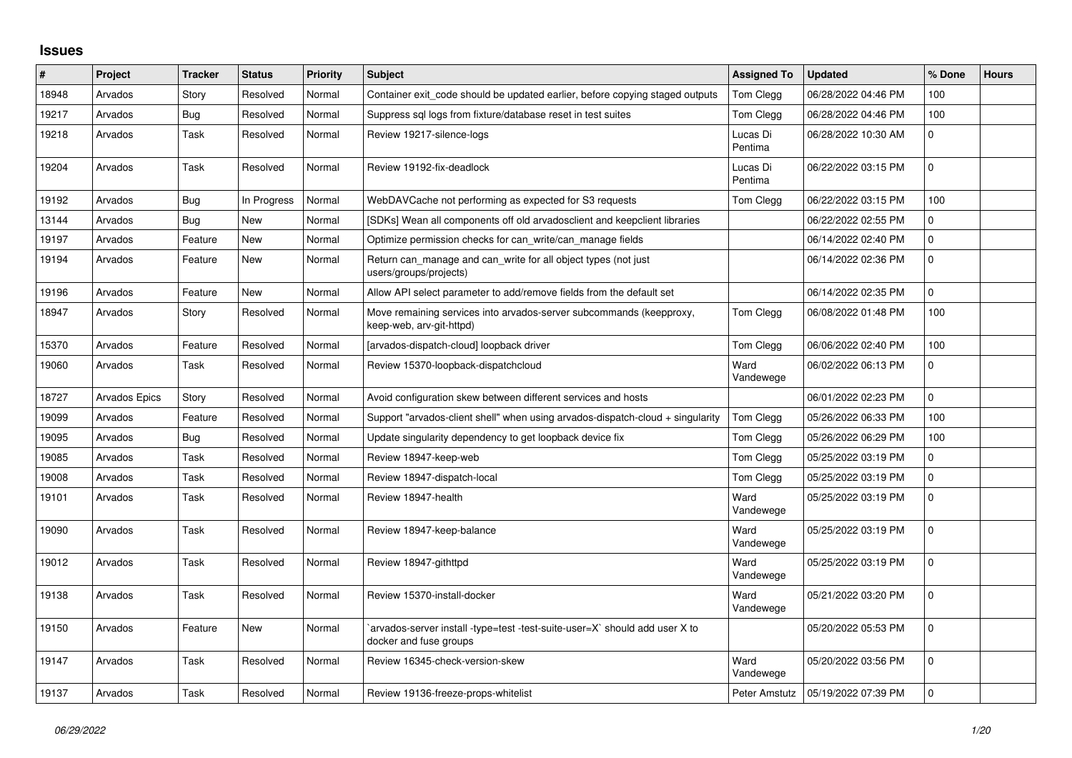# Issues

| # | Project | Tracker | Status | Priority | Subject | Assigned To | Updated | % Done | Hours |
|---|---|---|---|---|---|---|---|---|---|
| 18948 | Arvados | Story | Resolved | Normal | Container exit_code should be updated earlier, before copying staged outputs | Tom Clegg | 06/28/2022 04:46 PM | 100 | |
| 19217 | Arvados | Bug | Resolved | Normal | Suppress sql logs from fixture/database reset in test suites | Tom Clegg | 06/28/2022 04:46 PM | 100 | |
| 19218 | Arvados | Task | Resolved | Normal | Review 19217-silence-logs | Lucas Di Pentima | 06/28/2022 10:30 AM | 0 | |
| 19204 | Arvados | Task | Resolved | Normal | Review 19192-fix-deadlock | Lucas Di Pentima | 06/22/2022 03:15 PM | 0 | |
| 19192 | Arvados | Bug | In Progress | Normal | WebDAVCache not performing as expected for S3 requests | Tom Clegg | 06/22/2022 03:15 PM | 100 | |
| 13144 | Arvados | Bug | New | Normal | [SDKs] Wean all components off old arvadosclient and keepclient libraries | | 06/22/2022 02:55 PM | 0 | |
| 19197 | Arvados | Feature | New | Normal | Optimize permission checks for can_write/can_manage fields | | 06/14/2022 02:40 PM | 0 | |
| 19194 | Arvados | Feature | New | Normal | Return can_manage and can_write for all object types (not just users/groups/projects) | | 06/14/2022 02:36 PM | 0 | |
| 19196 | Arvados | Feature | New | Normal | Allow API select parameter to add/remove fields from the default set | | 06/14/2022 02:35 PM | 0 | |
| 18947 | Arvados | Story | Resolved | Normal | Move remaining services into arvados-server subcommands (keepproxy, keep-web, arv-git-httpd) | Tom Clegg | 06/08/2022 01:48 PM | 100 | |
| 15370 | Arvados | Feature | Resolved | Normal | [arvados-dispatch-cloud] loopback driver | Tom Clegg | 06/06/2022 02:40 PM | 100 | |
| 19060 | Arvados | Task | Resolved | Normal | Review 15370-loopback-dispatchcloud | Ward Vandewege | 06/02/2022 06:13 PM | 0 | |
| 18727 | Arvados Epics | Story | Resolved | Normal | Avoid configuration skew between different services and hosts | | 06/01/2022 02:23 PM | 0 | |
| 19099 | Arvados | Feature | Resolved | Normal | Support "arvados-client shell" when using arvados-dispatch-cloud + singularity | Tom Clegg | 05/26/2022 06:33 PM | 100 | |
| 19095 | Arvados | Bug | Resolved | Normal | Update singularity dependency to get loopback device fix | Tom Clegg | 05/26/2022 06:29 PM | 100 | |
| 19085 | Arvados | Task | Resolved | Normal | Review 18947-keep-web | Tom Clegg | 05/25/2022 03:19 PM | 0 | |
| 19008 | Arvados | Task | Resolved | Normal | Review 18947-dispatch-local | Tom Clegg | 05/25/2022 03:19 PM | 0 | |
| 19101 | Arvados | Task | Resolved | Normal | Review 18947-health | Ward Vandewege | 05/25/2022 03:19 PM | 0 | |
| 19090 | Arvados | Task | Resolved | Normal | Review 18947-keep-balance | Ward Vandewege | 05/25/2022 03:19 PM | 0 | |
| 19012 | Arvados | Task | Resolved | Normal | Review 18947-githttpd | Ward Vandewege | 05/25/2022 03:19 PM | 0 | |
| 19138 | Arvados | Task | Resolved | Normal | Review 15370-install-docker | Ward Vandewege | 05/21/2022 03:20 PM | 0 | |
| 19150 | Arvados | Feature | New | Normal | `arvados-server install -type=test -test-suite-user=X` should add user X to docker and fuse groups | | 05/20/2022 05:53 PM | 0 | |
| 19147 | Arvados | Task | Resolved | Normal | Review 16345-check-version-skew | Ward Vandewege | 05/20/2022 03:56 PM | 0 | |
| 19137 | Arvados | Task | Resolved | Normal | Review 19136-freeze-props-whitelist | Peter Amstutz | 05/19/2022 07:39 PM | 0 | |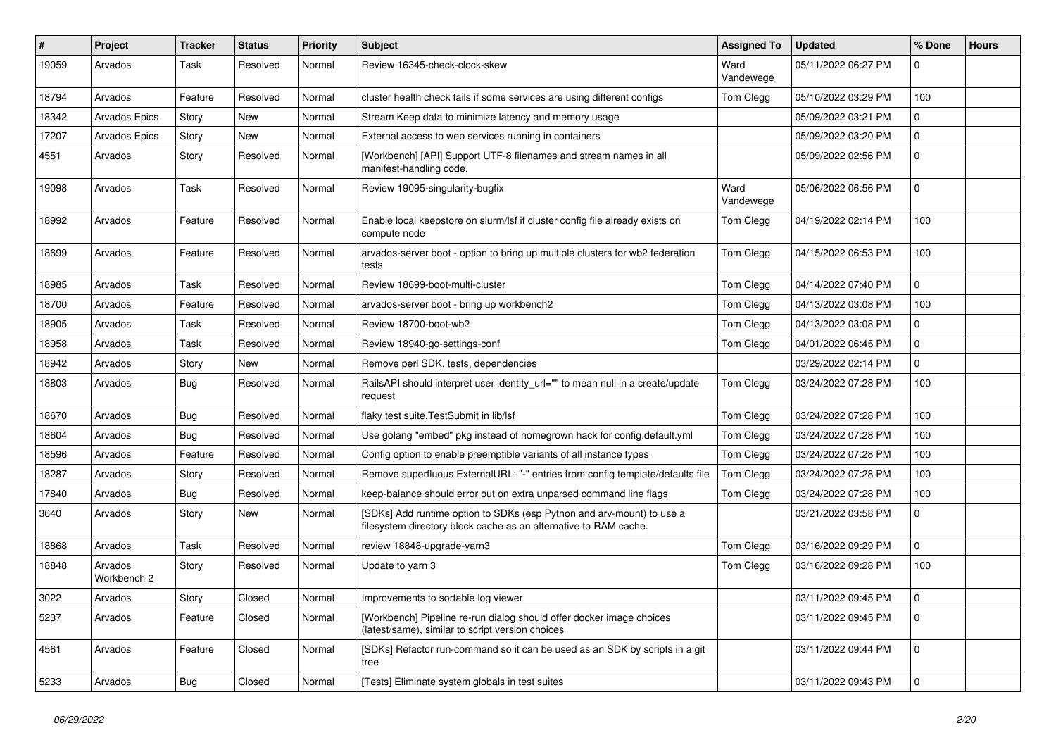| # | Project | Tracker | Status | Priority | Subject | Assigned To | Updated | % Done | Hours |
|---|---|---|---|---|---|---|---|---|---|
| 19059 | Arvados | Task | Resolved | Normal | Review 16345-check-clock-skew | Ward Vandewege | 05/11/2022 06:27 PM | 0 | |
| 18794 | Arvados | Feature | Resolved | Normal | cluster health check fails if some services are using different configs | Tom Clegg | 05/10/2022 03:29 PM | 100 | |
| 18342 | Arvados Epics | Story | New | Normal | Stream Keep data to minimize latency and memory usage | | 05/09/2022 03:21 PM | 0 | |
| 17207 | Arvados Epics | Story | New | Normal | External access to web services running in containers | | 05/09/2022 03:20 PM | 0 | |
| 4551 | Arvados | Story | Resolved | Normal | [Workbench] [API] Support UTF-8 filenames and stream names in all manifest-handling code. | | 05/09/2022 02:56 PM | 0 | |
| 19098 | Arvados | Task | Resolved | Normal | Review 19095-singularity-bugfix | Ward Vandewege | 05/06/2022 06:56 PM | 0 | |
| 18992 | Arvados | Feature | Resolved | Normal | Enable local keepstore on slurm/lsf if cluster config file already exists on compute node | Tom Clegg | 04/19/2022 02:14 PM | 100 | |
| 18699 | Arvados | Feature | Resolved | Normal | arvados-server boot - option to bring up multiple clusters for wb2 federation tests | Tom Clegg | 04/15/2022 06:53 PM | 100 | |
| 18985 | Arvados | Task | Resolved | Normal | Review 18699-boot-multi-cluster | Tom Clegg | 04/14/2022 07:40 PM | 0 | |
| 18700 | Arvados | Feature | Resolved | Normal | arvados-server boot - bring up workbench2 | Tom Clegg | 04/13/2022 03:08 PM | 100 | |
| 18905 | Arvados | Task | Resolved | Normal | Review 18700-boot-wb2 | Tom Clegg | 04/13/2022 03:08 PM | 0 | |
| 18958 | Arvados | Task | Resolved | Normal | Review 18940-go-settings-conf | Tom Clegg | 04/01/2022 06:45 PM | 0 | |
| 18942 | Arvados | Story | New | Normal | Remove perl SDK, tests, dependencies | | 03/29/2022 02:14 PM | 0 | |
| 18803 | Arvados | Bug | Resolved | Normal | RailsAPI should interpret user identity_url="" to mean null in a create/update request | Tom Clegg | 03/24/2022 07:28 PM | 100 | |
| 18670 | Arvados | Bug | Resolved | Normal | flaky test suite.TestSubmit in lib/lsf | Tom Clegg | 03/24/2022 07:28 PM | 100 | |
| 18604 | Arvados | Bug | Resolved | Normal | Use golang "embed" pkg instead of homegrown hack for config.default.yml | Tom Clegg | 03/24/2022 07:28 PM | 100 | |
| 18596 | Arvados | Feature | Resolved | Normal | Config option to enable preemptible variants of all instance types | Tom Clegg | 03/24/2022 07:28 PM | 100 | |
| 18287 | Arvados | Story | Resolved | Normal | Remove superfluous ExternalURL: "-" entries from config template/defaults file | Tom Clegg | 03/24/2022 07:28 PM | 100 | |
| 17840 | Arvados | Bug | Resolved | Normal | keep-balance should error out on extra unparsed command line flags | Tom Clegg | 03/24/2022 07:28 PM | 100 | |
| 3640 | Arvados | Story | New | Normal | [SDKs] Add runtime option to SDKs (esp Python and arv-mount) to use a filesystem directory block cache as an alternative to RAM cache. | | 03/21/2022 03:58 PM | 0 | |
| 18868 | Arvados | Task | Resolved | Normal | review 18848-upgrade-yarn3 | Tom Clegg | 03/16/2022 09:29 PM | 0 | |
| 18848 | Arvados Workbench 2 | Story | Resolved | Normal | Update to yarn 3 | Tom Clegg | 03/16/2022 09:28 PM | 100 | |
| 3022 | Arvados | Story | Closed | Normal | Improvements to sortable log viewer | | 03/11/2022 09:45 PM | 0 | |
| 5237 | Arvados | Feature | Closed | Normal | [Workbench] Pipeline re-run dialog should offer docker image choices (latest/same), similar to script version choices | | 03/11/2022 09:45 PM | 0 | |
| 4561 | Arvados | Feature | Closed | Normal | [SDKs] Refactor run-command so it can be used as an SDK by scripts in a git tree | | 03/11/2022 09:44 PM | 0 | |
| 5233 | Arvados | Bug | Closed | Normal | [Tests] Eliminate system globals in test suites | | 03/11/2022 09:43 PM | 0 | |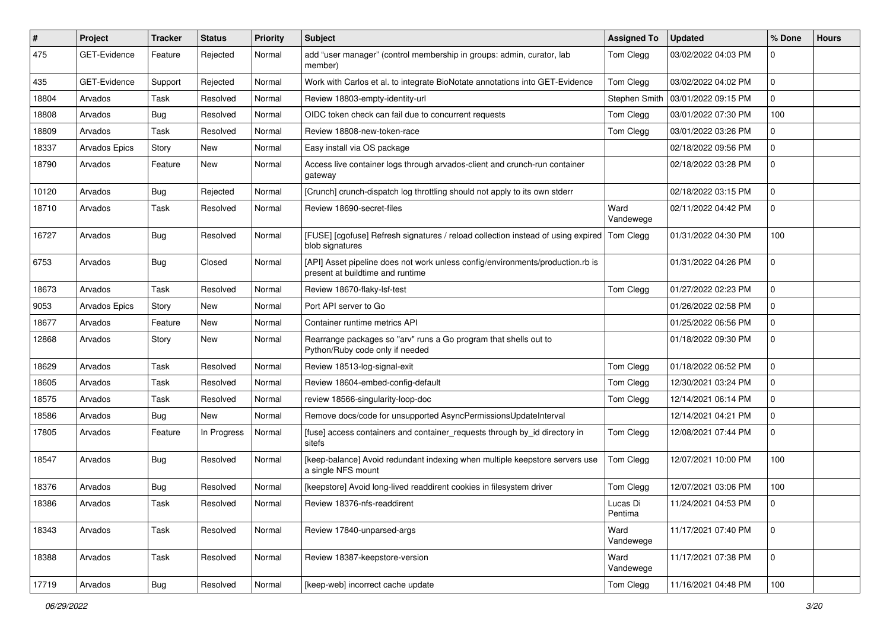| # | Project | Tracker | Status | Priority | Subject | Assigned To | Updated | % Done | Hours |
|---|---|---|---|---|---|---|---|---|---|
| 475 | GET-Evidence | Feature | Rejected | Normal | add "user manager" (control membership in groups: admin, curator, lab member) | Tom Clegg | 03/02/2022 04:03 PM | 0 | |
| 435 | GET-Evidence | Support | Rejected | Normal | Work with Carlos et al. to integrate BioNotate annotations into GET-Evidence | Tom Clegg | 03/02/2022 04:02 PM | 0 | |
| 18804 | Arvados | Task | Resolved | Normal | Review 18803-empty-identity-url | Stephen Smith | 03/01/2022 09:15 PM | 0 | |
| 18808 | Arvados | Bug | Resolved | Normal | OIDC token check can fail due to concurrent requests | Tom Clegg | 03/01/2022 07:30 PM | 100 | |
| 18809 | Arvados | Task | Resolved | Normal | Review 18808-new-token-race | Tom Clegg | 03/01/2022 03:26 PM | 0 | |
| 18337 | Arvados Epics | Story | New | Normal | Easy install via OS package | | 02/18/2022 09:56 PM | 0 | |
| 18790 | Arvados | Feature | New | Normal | Access live container logs through arvados-client and crunch-run container gateway | | 02/18/2022 03:28 PM | 0 | |
| 10120 | Arvados | Bug | Rejected | Normal | [Crunch] crunch-dispatch log throttling should not apply to its own stderr | | 02/18/2022 03:15 PM | 0 | |
| 18710 | Arvados | Task | Resolved | Normal | Review 18690-secret-files | Ward Vandewege | 02/11/2022 04:42 PM | 0 | |
| 16727 | Arvados | Bug | Resolved | Normal | [FUSE] [cgofuse] Refresh signatures / reload collection instead of using expired blob signatures | Tom Clegg | 01/31/2022 04:30 PM | 100 | |
| 6753 | Arvados | Bug | Closed | Normal | [API] Asset pipeline does not work unless config/environments/production.rb is present at buildtime and runtime | | 01/31/2022 04:26 PM | 0 | |
| 18673 | Arvados | Task | Resolved | Normal | Review 18670-flaky-lsf-test | Tom Clegg | 01/27/2022 02:23 PM | 0 | |
| 9053 | Arvados Epics | Story | New | Normal | Port API server to Go | | 01/26/2022 02:58 PM | 0 | |
| 18677 | Arvados | Feature | New | Normal | Container runtime metrics API | | 01/25/2022 06:56 PM | 0 | |
| 12868 | Arvados | Story | New | Normal | Rearrange packages so "arv" runs a Go program that shells out to Python/Ruby code only if needed | | 01/18/2022 09:30 PM | 0 | |
| 18629 | Arvados | Task | Resolved | Normal | Review 18513-log-signal-exit | Tom Clegg | 01/18/2022 06:52 PM | 0 | |
| 18605 | Arvados | Task | Resolved | Normal | Review 18604-embed-config-default | Tom Clegg | 12/30/2021 03:24 PM | 0 | |
| 18575 | Arvados | Task | Resolved | Normal | review 18566-singularity-loop-doc | Tom Clegg | 12/14/2021 06:14 PM | 0 | |
| 18586 | Arvados | Bug | New | Normal | Remove docs/code for unsupported AsyncPermissionsUpdateInterval | | 12/14/2021 04:21 PM | 0 | |
| 17805 | Arvados | Feature | In Progress | Normal | [fuse] access containers and container_requests through by_id directory in sitefs | Tom Clegg | 12/08/2021 07:44 PM | 0 | |
| 18547 | Arvados | Bug | Resolved | Normal | [keep-balance] Avoid redundant indexing when multiple keepstore servers use a single NFS mount | Tom Clegg | 12/07/2021 10:00 PM | 100 | |
| 18376 | Arvados | Bug | Resolved | Normal | [keepstore] Avoid long-lived readdirent cookies in filesystem driver | Tom Clegg | 12/07/2021 03:06 PM | 100 | |
| 18386 | Arvados | Task | Resolved | Normal | Review 18376-nfs-readdirent | Lucas Di Pentima | 11/24/2021 04:53 PM | 0 | |
| 18343 | Arvados | Task | Resolved | Normal | Review 17840-unparsed-args | Ward Vandewege | 11/17/2021 07:40 PM | 0 | |
| 18388 | Arvados | Task | Resolved | Normal | Review 18387-keepstore-version | Ward Vandewege | 11/17/2021 07:38 PM | 0 | |
| 17719 | Arvados | Bug | Resolved | Normal | [keep-web] incorrect cache update | Tom Clegg | 11/16/2021 04:48 PM | 100 | |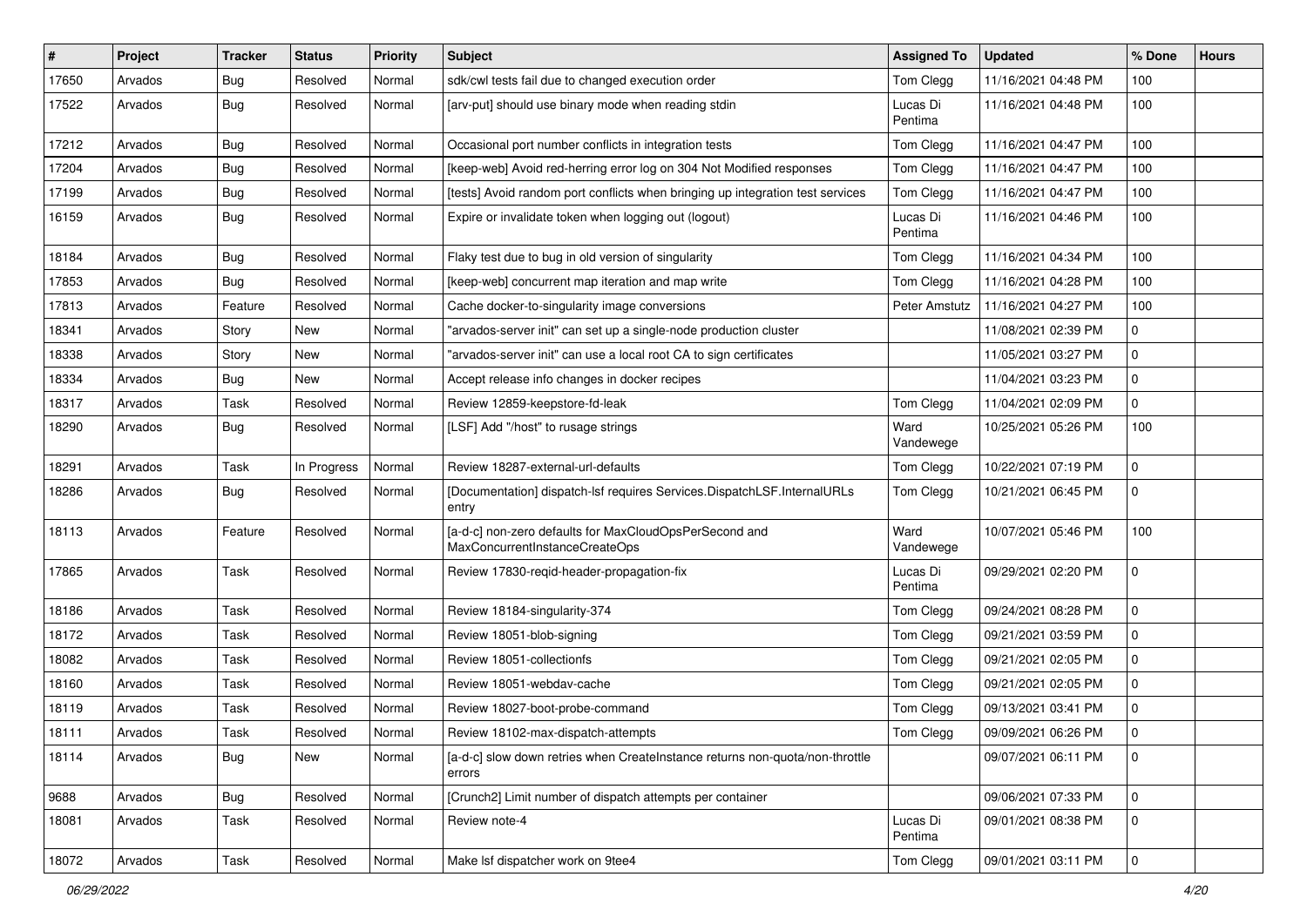| # | Project | Tracker | Status | Priority | Subject | Assigned To | Updated | % Done | Hours |
|---|---|---|---|---|---|---|---|---|---|
| 17650 | Arvados | Bug | Resolved | Normal | sdk/cwl tests fail due to changed execution order | Tom Clegg | 11/16/2021 04:48 PM | 100 | |
| 17522 | Arvados | Bug | Resolved | Normal | [arv-put] should use binary mode when reading stdin | Lucas Di Pentima | 11/16/2021 04:48 PM | 100 | |
| 17212 | Arvados | Bug | Resolved | Normal | Occasional port number conflicts in integration tests | Tom Clegg | 11/16/2021 04:47 PM | 100 | |
| 17204 | Arvados | Bug | Resolved | Normal | [keep-web] Avoid red-herring error log on 304 Not Modified responses | Tom Clegg | 11/16/2021 04:47 PM | 100 | |
| 17199 | Arvados | Bug | Resolved | Normal | [tests] Avoid random port conflicts when bringing up integration test services | Tom Clegg | 11/16/2021 04:47 PM | 100 | |
| 16159 | Arvados | Bug | Resolved | Normal | Expire or invalidate token when logging out (logout) | Lucas Di Pentima | 11/16/2021 04:46 PM | 100 | |
| 18184 | Arvados | Bug | Resolved | Normal | Flaky test due to bug in old version of singularity | Tom Clegg | 11/16/2021 04:34 PM | 100 | |
| 17853 | Arvados | Bug | Resolved | Normal | [keep-web] concurrent map iteration and map write | Tom Clegg | 11/16/2021 04:28 PM | 100 | |
| 17813 | Arvados | Feature | Resolved | Normal | Cache docker-to-singularity image conversions | Peter Amstutz | 11/16/2021 04:27 PM | 100 | |
| 18341 | Arvados | Story | New | Normal | "arvados-server init" can set up a single-node production cluster | | 11/08/2021 02:39 PM | 0 | |
| 18338 | Arvados | Story | New | Normal | "arvados-server init" can use a local root CA to sign certificates | | 11/05/2021 03:27 PM | 0 | |
| 18334 | Arvados | Bug | New | Normal | Accept release info changes in docker recipes | | 11/04/2021 03:23 PM | 0 | |
| 18317 | Arvados | Task | Resolved | Normal | Review 12859-keepstore-fd-leak | Tom Clegg | 11/04/2021 02:09 PM | 0 | |
| 18290 | Arvados | Bug | Resolved | Normal | [LSF] Add "/host" to rusage strings | Ward Vandewege | 10/25/2021 05:26 PM | 100 | |
| 18291 | Arvados | Task | In Progress | Normal | Review 18287-external-url-defaults | Tom Clegg | 10/22/2021 07:19 PM | 0 | |
| 18286 | Arvados | Bug | Resolved | Normal | [Documentation] dispatch-lsf requires Services.DispatchLSF.InternalURLs entry | Tom Clegg | 10/21/2021 06:45 PM | 0 | |
| 18113 | Arvados | Feature | Resolved | Normal | [a-d-c] non-zero defaults for MaxCloudOpsPerSecond and MaxConcurrentInstanceCreateOps | Ward Vandewege | 10/07/2021 05:46 PM | 100 | |
| 17865 | Arvados | Task | Resolved | Normal | Review 17830-reqid-header-propagation-fix | Lucas Di Pentima | 09/29/2021 02:20 PM | 0 | |
| 18186 | Arvados | Task | Resolved | Normal | Review 18184-singularity-374 | Tom Clegg | 09/24/2021 08:28 PM | 0 | |
| 18172 | Arvados | Task | Resolved | Normal | Review 18051-blob-signing | Tom Clegg | 09/21/2021 03:59 PM | 0 | |
| 18082 | Arvados | Task | Resolved | Normal | Review 18051-collectionfs | Tom Clegg | 09/21/2021 02:05 PM | 0 | |
| 18160 | Arvados | Task | Resolved | Normal | Review 18051-webdav-cache | Tom Clegg | 09/21/2021 02:05 PM | 0 | |
| 18119 | Arvados | Task | Resolved | Normal | Review 18027-boot-probe-command | Tom Clegg | 09/13/2021 03:41 PM | 0 | |
| 18111 | Arvados | Task | Resolved | Normal | Review 18102-max-dispatch-attempts | Tom Clegg | 09/09/2021 06:26 PM | 0 | |
| 18114 | Arvados | Bug | New | Normal | [a-d-c] slow down retries when CreateInstance returns non-quota/non-throttle errors | | 09/07/2021 06:11 PM | 0 | |
| 9688 | Arvados | Bug | Resolved | Normal | [Crunch2] Limit number of dispatch attempts per container | | 09/06/2021 07:33 PM | 0 | |
| 18081 | Arvados | Task | Resolved | Normal | Review note-4 | Lucas Di Pentima | 09/01/2021 08:38 PM | 0 | |
| 18072 | Arvados | Task | Resolved | Normal | Make lsf dispatcher work on 9tee4 | Tom Clegg | 09/01/2021 03:11 PM | 0 | |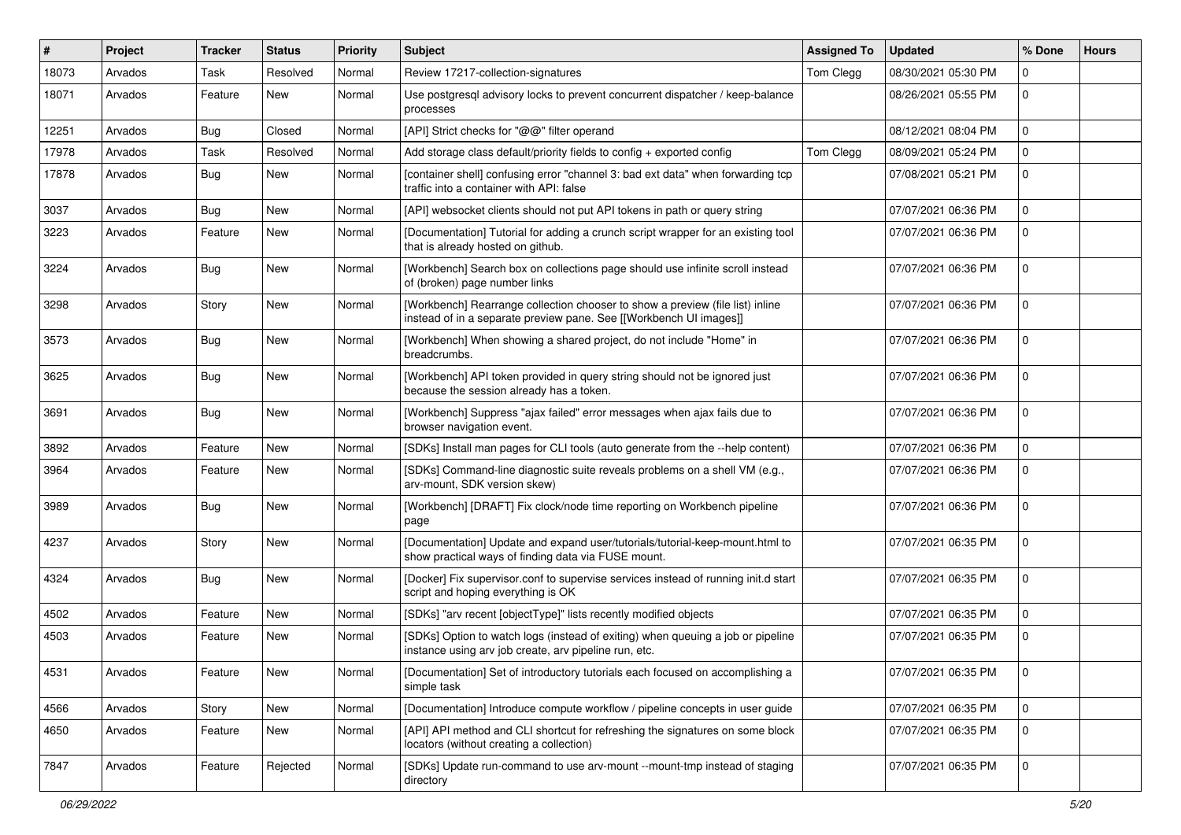| # | Project | Tracker | Status | Priority | Subject | Assigned To | Updated | % Done | Hours |
|---|---|---|---|---|---|---|---|---|---|
| 18073 | Arvados | Task | Resolved | Normal | Review 17217-collection-signatures | Tom Clegg | 08/30/2021 05:30 PM | 0 | |
| 18071 | Arvados | Feature | New | Normal | Use postgresql advisory locks to prevent concurrent dispatcher / keep-balance processes | | 08/26/2021 05:55 PM | 0 | |
| 12251 | Arvados | Bug | Closed | Normal | [API] Strict checks for "@@" filter operand | | 08/12/2021 08:04 PM | 0 | |
| 17978 | Arvados | Task | Resolved | Normal | Add storage class default/priority fields to config + exported config | Tom Clegg | 08/09/2021 05:24 PM | 0 | |
| 17878 | Arvados | Bug | New | Normal | [container shell] confusing error "channel 3: bad ext data" when forwarding tcp traffic into a container with API: false | | 07/08/2021 05:21 PM | 0 | |
| 3037 | Arvados | Bug | New | Normal | [API] websocket clients should not put API tokens in path or query string | | 07/07/2021 06:36 PM | 0 | |
| 3223 | Arvados | Feature | New | Normal | [Documentation] Tutorial for adding a crunch script wrapper for an existing tool that is already hosted on github. | | 07/07/2021 06:36 PM | 0 | |
| 3224 | Arvados | Bug | New | Normal | [Workbench] Search box on collections page should use infinite scroll instead of (broken) page number links | | 07/07/2021 06:36 PM | 0 | |
| 3298 | Arvados | Story | New | Normal | [Workbench] Rearrange collection chooser to show a preview (file list) inline instead of in a separate preview pane. See [[Workbench UI images]] | | 07/07/2021 06:36 PM | 0 | |
| 3573 | Arvados | Bug | New | Normal | [Workbench] When showing a shared project, do not include "Home" in breadcrumbs. | | 07/07/2021 06:36 PM | 0 | |
| 3625 | Arvados | Bug | New | Normal | [Workbench] API token provided in query string should not be ignored just because the session already has a token. | | 07/07/2021 06:36 PM | 0 | |
| 3691 | Arvados | Bug | New | Normal | [Workbench] Suppress "ajax failed" error messages when ajax fails due to browser navigation event. | | 07/07/2021 06:36 PM | 0 | |
| 3892 | Arvados | Feature | New | Normal | [SDKs] Install man pages for CLI tools (auto generate from the --help content) | | 07/07/2021 06:36 PM | 0 | |
| 3964 | Arvados | Feature | New | Normal | [SDKs] Command-line diagnostic suite reveals problems on a shell VM (e.g., arv-mount, SDK version skew) | | 07/07/2021 06:36 PM | 0 | |
| 3989 | Arvados | Bug | New | Normal | [Workbench] [DRAFT] Fix clock/node time reporting on Workbench pipeline page | | 07/07/2021 06:36 PM | 0 | |
| 4237 | Arvados | Story | New | Normal | [Documentation] Update and expand user/tutorials/tutorial-keep-mount.html to show practical ways of finding data via FUSE mount. | | 07/07/2021 06:35 PM | 0 | |
| 4324 | Arvados | Bug | New | Normal | [Docker] Fix supervisor.conf to supervise services instead of running init.d start script and hoping everything is OK | | 07/07/2021 06:35 PM | 0 | |
| 4502 | Arvados | Feature | New | Normal | [SDKs] "arv recent [objectType]" lists recently modified objects | | 07/07/2021 06:35 PM | 0 | |
| 4503 | Arvados | Feature | New | Normal | [SDKs] Option to watch logs (instead of exiting) when queuing a job or pipeline instance using arv job create, arv pipeline run, etc. | | 07/07/2021 06:35 PM | 0 | |
| 4531 | Arvados | Feature | New | Normal | [Documentation] Set of introductory tutorials each focused on accomplishing a simple task | | 07/07/2021 06:35 PM | 0 | |
| 4566 | Arvados | Story | New | Normal | [Documentation] Introduce compute workflow / pipeline concepts in user guide | | 07/07/2021 06:35 PM | 0 | |
| 4650 | Arvados | Feature | New | Normal | [API] API method and CLI shortcut for refreshing the signatures on some block locators (without creating a collection) | | 07/07/2021 06:35 PM | 0 | |
| 7847 | Arvados | Feature | Rejected | Normal | [SDKs] Update run-command to use arv-mount --mount-tmp instead of staging directory | | 07/07/2021 06:35 PM | 0 | |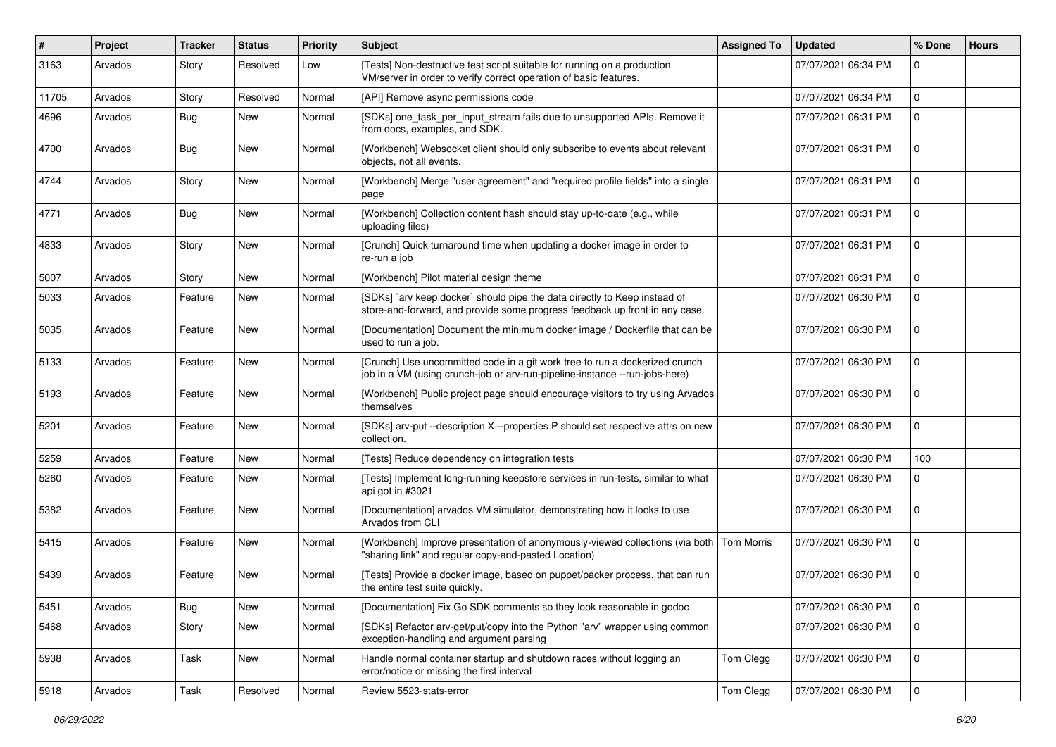| # | Project | Tracker | Status | Priority | Subject | Assigned To | Updated | % Done | Hours |
|---|---|---|---|---|---|---|---|---|---|
| 3163 | Arvados | Story | Resolved | Low | [Tests] Non-destructive test script suitable for running on a production VM/server in order to verify correct operation of basic features. | | 07/07/2021 06:34 PM | 0 | |
| 11705 | Arvados | Story | Resolved | Normal | [API] Remove async permissions code | | 07/07/2021 06:34 PM | 0 | |
| 4696 | Arvados | Bug | New | Normal | [SDKs] one_task_per_input_stream fails due to unsupported APIs. Remove it from docs, examples, and SDK. | | 07/07/2021 06:31 PM | 0 | |
| 4700 | Arvados | Bug | New | Normal | [Workbench] Websocket client should only subscribe to events about relevant objects, not all events. | | 07/07/2021 06:31 PM | 0 | |
| 4744 | Arvados | Story | New | Normal | [Workbench] Merge "user agreement" and "required profile fields" into a single page | | 07/07/2021 06:31 PM | 0 | |
| 4771 | Arvados | Bug | New | Normal | [Workbench] Collection content hash should stay up-to-date (e.g., while uploading files) | | 07/07/2021 06:31 PM | 0 | |
| 4833 | Arvados | Story | New | Normal | [Crunch] Quick turnaround time when updating a docker image in order to re-run a job | | 07/07/2021 06:31 PM | 0 | |
| 5007 | Arvados | Story | New | Normal | [Workbench] Pilot material design theme | | 07/07/2021 06:31 PM | 0 | |
| 5033 | Arvados | Feature | New | Normal | [SDKs] `arv keep docker` should pipe the data directly to Keep instead of store-and-forward, and provide some progress feedback up front in any case. | | 07/07/2021 06:30 PM | 0 | |
| 5035 | Arvados | Feature | New | Normal | [Documentation] Document the minimum docker image / Dockerfile that can be used to run a job. | | 07/07/2021 06:30 PM | 0 | |
| 5133 | Arvados | Feature | New | Normal | [Crunch] Use uncommitted code in a git work tree to run a dockerized crunch job in a VM (using crunch-job or arv-run-pipeline-instance --run-jobs-here) | | 07/07/2021 06:30 PM | 0 | |
| 5193 | Arvados | Feature | New | Normal | [Workbench] Public project page should encourage visitors to try using Arvados themselves | | 07/07/2021 06:30 PM | 0 | |
| 5201 | Arvados | Feature | New | Normal | [SDKs] arv-put --description X --properties P should set respective attrs on new collection. | | 07/07/2021 06:30 PM | 0 | |
| 5259 | Arvados | Feature | New | Normal | [Tests] Reduce dependency on integration tests | | 07/07/2021 06:30 PM | 100 | |
| 5260 | Arvados | Feature | New | Normal | [Tests] Implement long-running keepstore services in run-tests, similar to what api got in #3021 | | 07/07/2021 06:30 PM | 0 | |
| 5382 | Arvados | Feature | New | Normal | [Documentation] arvados VM simulator, demonstrating how it looks to use Arvados from CLI | | 07/07/2021 06:30 PM | 0 | |
| 5415 | Arvados | Feature | New | Normal | [Workbench] Improve presentation of anonymously-viewed collections (via both "sharing link" and regular copy-and-pasted Location) | Tom Morris | 07/07/2021 06:30 PM | 0 | |
| 5439 | Arvados | Feature | New | Normal | [Tests] Provide a docker image, based on puppet/packer process, that can run the entire test suite quickly. | | 07/07/2021 06:30 PM | 0 | |
| 5451 | Arvados | Bug | New | Normal | [Documentation] Fix Go SDK comments so they look reasonable in godoc | | 07/07/2021 06:30 PM | 0 | |
| 5468 | Arvados | Story | New | Normal | [SDKs] Refactor arv-get/put/copy into the Python "arv" wrapper using common exception-handling and argument parsing | | 07/07/2021 06:30 PM | 0 | |
| 5938 | Arvados | Task | New | Normal | Handle normal container startup and shutdown races without logging an error/notice or missing the first interval | Tom Clegg | 07/07/2021 06:30 PM | 0 | |
| 5918 | Arvados | Task | Resolved | Normal | Review 5523-stats-error | Tom Clegg | 07/07/2021 06:30 PM | 0 | |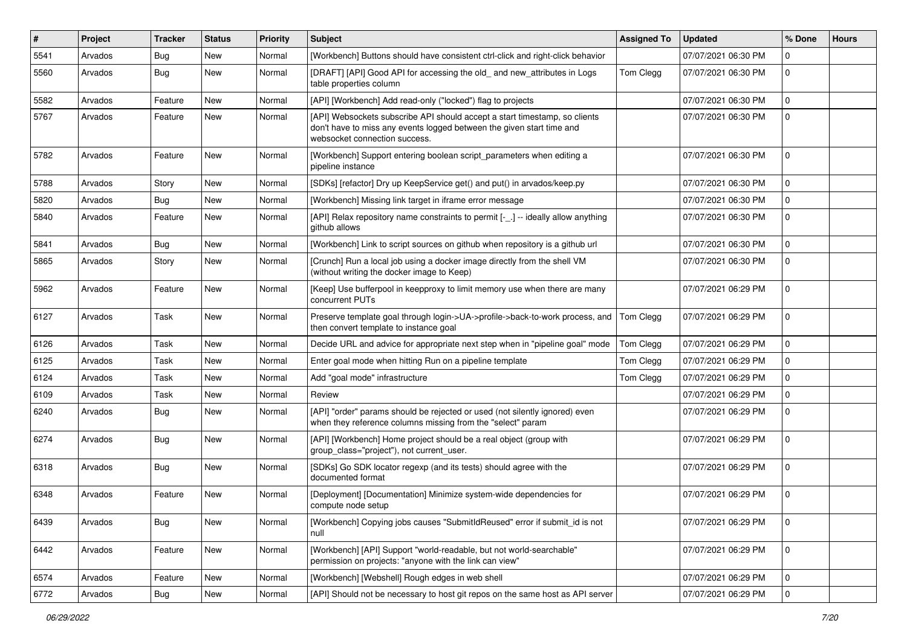| # | Project | Tracker | Status | Priority | Subject | Assigned To | Updated | % Done | Hours |
|---|---|---|---|---|---|---|---|---|---|
| 5541 | Arvados | Bug | New | Normal | [Workbench] Buttons should have consistent ctrl-click and right-click behavior | | 07/07/2021 06:30 PM | 0 | |
| 5560 | Arvados | Bug | New | Normal | [DRAFT] [API] Good API for accessing the old_ and new_attributes in Logs table properties column | Tom Clegg | 07/07/2021 06:30 PM | 0 | |
| 5582 | Arvados | Feature | New | Normal | [API] [Workbench] Add read-only ("locked") flag to projects | | 07/07/2021 06:30 PM | 0 | |
| 5767 | Arvados | Feature | New | Normal | [API] Websockets subscribe API should accept a start timestamp, so clients don't have to miss any events logged between the given start time and websocket connection success. | | 07/07/2021 06:30 PM | 0 | |
| 5782 | Arvados | Feature | New | Normal | [Workbench] Support entering boolean script_parameters when editing a pipeline instance | | 07/07/2021 06:30 PM | 0 | |
| 5788 | Arvados | Story | New | Normal | [SDKs] [refactor] Dry up KeepService get() and put() in arvados/keep.py | | 07/07/2021 06:30 PM | 0 | |
| 5820 | Arvados | Bug | New | Normal | [Workbench] Missing link target in iframe error message | | 07/07/2021 06:30 PM | 0 | |
| 5840 | Arvados | Feature | New | Normal | [API] Relax repository name constraints to permit [-_.] -- ideally allow anything github allows | | 07/07/2021 06:30 PM | 0 | |
| 5841 | Arvados | Bug | New | Normal | [Workbench] Link to script sources on github when repository is a github url | | 07/07/2021 06:30 PM | 0 | |
| 5865 | Arvados | Story | New | Normal | [Crunch] Run a local job using a docker image directly from the shell VM (without writing the docker image to Keep) | | 07/07/2021 06:30 PM | 0 | |
| 5962 | Arvados | Feature | New | Normal | [Keep] Use bufferpool in keepproxy to limit memory use when there are many concurrent PUTs | | 07/07/2021 06:29 PM | 0 | |
| 6127 | Arvados | Task | New | Normal | Preserve template goal through login->UA->profile->back-to-work process, and then convert template to instance goal | Tom Clegg | 07/07/2021 06:29 PM | 0 | |
| 6126 | Arvados | Task | New | Normal | Decide URL and advice for appropriate next step when in "pipeline goal" mode | Tom Clegg | 07/07/2021 06:29 PM | 0 | |
| 6125 | Arvados | Task | New | Normal | Enter goal mode when hitting Run on a pipeline template | Tom Clegg | 07/07/2021 06:29 PM | 0 | |
| 6124 | Arvados | Task | New | Normal | Add "goal mode" infrastructure | Tom Clegg | 07/07/2021 06:29 PM | 0 | |
| 6109 | Arvados | Task | New | Normal | Review | | 07/07/2021 06:29 PM | 0 | |
| 6240 | Arvados | Bug | New | Normal | [API] "order" params should be rejected or used (not silently ignored) even when they reference columns missing from the "select" param | | 07/07/2021 06:29 PM | 0 | |
| 6274 | Arvados | Bug | New | Normal | [API] [Workbench] Home project should be a real object (group with group_class="project"), not current_user. | | 07/07/2021 06:29 PM | 0 | |
| 6318 | Arvados | Bug | New | Normal | [SDKs] Go SDK locator regexp (and its tests) should agree with the documented format | | 07/07/2021 06:29 PM | 0 | |
| 6348 | Arvados | Feature | New | Normal | [Deployment] [Documentation] Minimize system-wide dependencies for compute node setup | | 07/07/2021 06:29 PM | 0 | |
| 6439 | Arvados | Bug | New | Normal | [Workbench] Copying jobs causes "SubmitIdReused" error if submit_id is not null | | 07/07/2021 06:29 PM | 0 | |
| 6442 | Arvados | Feature | New | Normal | [Workbench] [API] Support "world-readable, but not world-searchable" permission on projects: "anyone with the link can view" | | 07/07/2021 06:29 PM | 0 | |
| 6574 | Arvados | Feature | New | Normal | [Workbench] [Webshell] Rough edges in web shell | | 07/07/2021 06:29 PM | 0 | |
| 6772 | Arvados | Bug | New | Normal | [API] Should not be necessary to host git repos on the same host as API server | | 07/07/2021 06:29 PM | 0 | |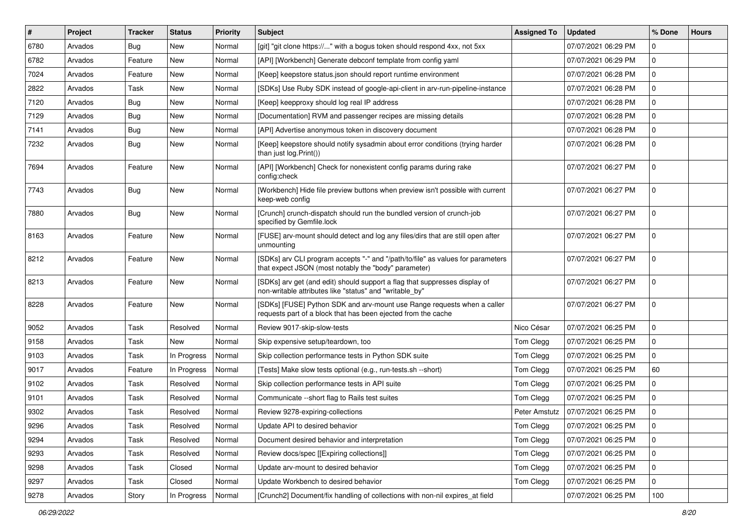| # | Project | Tracker | Status | Priority | Subject | Assigned To | Updated | % Done | Hours |
|---|---|---|---|---|---|---|---|---|---|
| 6780 | Arvados | Bug | New | Normal | [git] "git clone https://..." with a bogus token should respond 4xx, not 5xx | | 07/07/2021 06:29 PM | 0 | |
| 6782 | Arvados | Feature | New | Normal | [API] [Workbench] Generate debconf template from config yaml | | 07/07/2021 06:29 PM | 0 | |
| 7024 | Arvados | Feature | New | Normal | [Keep] keepstore status.json should report runtime environment | | 07/07/2021 06:28 PM | 0 | |
| 2822 | Arvados | Task | New | Normal | [SDKs] Use Ruby SDK instead of google-api-client in arv-run-pipeline-instance | | 07/07/2021 06:28 PM | 0 | |
| 7120 | Arvados | Bug | New | Normal | [Keep] keepproxy should log real IP address | | 07/07/2021 06:28 PM | 0 | |
| 7129 | Arvados | Bug | New | Normal | [Documentation] RVM and passenger recipes are missing details | | 07/07/2021 06:28 PM | 0 | |
| 7141 | Arvados | Bug | New | Normal | [API] Advertise anonymous token in discovery document | | 07/07/2021 06:28 PM | 0 | |
| 7232 | Arvados | Bug | New | Normal | [Keep] keepstore should notify sysadmin about error conditions (trying harder than just log.Print()) | | 07/07/2021 06:28 PM | 0 | |
| 7694 | Arvados | Feature | New | Normal | [API] [Workbench] Check for nonexistent config params during rake config:check | | 07/07/2021 06:27 PM | 0 | |
| 7743 | Arvados | Bug | New | Normal | [Workbench] Hide file preview buttons when preview isn't possible with current keep-web config | | 07/07/2021 06:27 PM | 0 | |
| 7880 | Arvados | Bug | New | Normal | [Crunch] crunch-dispatch should run the bundled version of crunch-job specified by Gemfile.lock | | 07/07/2021 06:27 PM | 0 | |
| 8163 | Arvados | Feature | New | Normal | [FUSE] arv-mount should detect and log any files/dirs that are still open after unmounting | | 07/07/2021 06:27 PM | 0 | |
| 8212 | Arvados | Feature | New | Normal | [SDKs] arv CLI program accepts "-" and "/path/to/file" as values for parameters that expect JSON (most notably the "body" parameter) | | 07/07/2021 06:27 PM | 0 | |
| 8213 | Arvados | Feature | New | Normal | [SDKs] arv get (and edit) should support a flag that suppresses display of non-writable attributes like "status" and "writable_by" | | 07/07/2021 06:27 PM | 0 | |
| 8228 | Arvados | Feature | New | Normal | [SDKs] [FUSE] Python SDK and arv-mount use Range requests when a caller requests part of a block that has been ejected from the cache | | 07/07/2021 06:27 PM | 0 | |
| 9052 | Arvados | Task | Resolved | Normal | Review 9017-skip-slow-tests | Nico César | 07/07/2021 06:25 PM | 0 | |
| 9158 | Arvados | Task | New | Normal | Skip expensive setup/teardown, too | Tom Clegg | 07/07/2021 06:25 PM | 0 | |
| 9103 | Arvados | Task | In Progress | Normal | Skip collection performance tests in Python SDK suite | Tom Clegg | 07/07/2021 06:25 PM | 0 | |
| 9017 | Arvados | Feature | In Progress | Normal | [Tests] Make slow tests optional (e.g., run-tests.sh --short) | Tom Clegg | 07/07/2021 06:25 PM | 60 | |
| 9102 | Arvados | Task | Resolved | Normal | Skip collection performance tests in API suite | Tom Clegg | 07/07/2021 06:25 PM | 0 | |
| 9101 | Arvados | Task | Resolved | Normal | Communicate --short flag to Rails test suites | Tom Clegg | 07/07/2021 06:25 PM | 0 | |
| 9302 | Arvados | Task | Resolved | Normal | Review 9278-expiring-collections | Peter Amstutz | 07/07/2021 06:25 PM | 0 | |
| 9296 | Arvados | Task | Resolved | Normal | Update API to desired behavior | Tom Clegg | 07/07/2021 06:25 PM | 0 | |
| 9294 | Arvados | Task | Resolved | Normal | Document desired behavior and interpretation | Tom Clegg | 07/07/2021 06:25 PM | 0 | |
| 9293 | Arvados | Task | Resolved | Normal | Review docs/spec [[Expiring collections]] | Tom Clegg | 07/07/2021 06:25 PM | 0 | |
| 9298 | Arvados | Task | Closed | Normal | Update arv-mount to desired behavior | Tom Clegg | 07/07/2021 06:25 PM | 0 | |
| 9297 | Arvados | Task | Closed | Normal | Update Workbench to desired behavior | Tom Clegg | 07/07/2021 06:25 PM | 0 | |
| 9278 | Arvados | Story | In Progress | Normal | [Crunch2] Document/fix handling of collections with non-nil expires_at field | | 07/07/2021 06:25 PM | 100 | |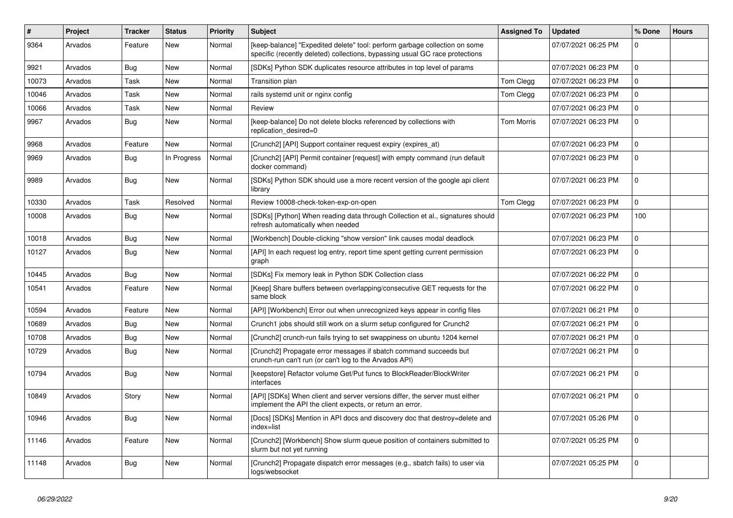| # | Project | Tracker | Status | Priority | Subject | Assigned To | Updated | % Done | Hours |
|---|---|---|---|---|---|---|---|---|---|
| 9364 | Arvados | Feature | New | Normal | [keep-balance] "Expedited delete" tool: perform garbage collection on some specific (recently deleted) collections, bypassing usual GC race protections | | 07/07/2021 06:25 PM | 0 | |
| 9921 | Arvados | Bug | New | Normal | [SDKs] Python SDK duplicates resource attributes in top level of params | | 07/07/2021 06:23 PM | 0 | |
| 10073 | Arvados | Task | New | Normal | Transition plan | Tom Clegg | 07/07/2021 06:23 PM | 0 | |
| 10046 | Arvados | Task | New | Normal | rails systemd unit or nginx config | Tom Clegg | 07/07/2021 06:23 PM | 0 | |
| 10066 | Arvados | Task | New | Normal | Review | | 07/07/2021 06:23 PM | 0 | |
| 9967 | Arvados | Bug | New | Normal | [keep-balance] Do not delete blocks referenced by collections with replication_desired=0 | Tom Morris | 07/07/2021 06:23 PM | 0 | |
| 9968 | Arvados | Feature | New | Normal | [Crunch2] [API] Support container request expiry (expires_at) | | 07/07/2021 06:23 PM | 0 | |
| 9969 | Arvados | Bug | In Progress | Normal | [Crunch2] [API] Permit container [request] with empty command (run default docker command) | | 07/07/2021 06:23 PM | 0 | |
| 9989 | Arvados | Bug | New | Normal | [SDKs] Python SDK should use a more recent version of the google api client library | | 07/07/2021 06:23 PM | 0 | |
| 10330 | Arvados | Task | Resolved | Normal | Review 10008-check-token-exp-on-open | Tom Clegg | 07/07/2021 06:23 PM | 0 | |
| 10008 | Arvados | Bug | New | Normal | [SDKs] [Python] When reading data through Collection et al., signatures should refresh automatically when needed | | 07/07/2021 06:23 PM | 100 | |
| 10018 | Arvados | Bug | New | Normal | [Workbench] Double-clicking "show version" link causes modal deadlock | | 07/07/2021 06:23 PM | 0 | |
| 10127 | Arvados | Bug | New | Normal | [API] In each request log entry, report time spent getting current permission graph | | 07/07/2021 06:23 PM | 0 | |
| 10445 | Arvados | Bug | New | Normal | [SDKs] Fix memory leak in Python SDK Collection class | | 07/07/2021 06:22 PM | 0 | |
| 10541 | Arvados | Feature | New | Normal | [Keep] Share buffers between overlapping/consecutive GET requests for the same block | | 07/07/2021 06:22 PM | 0 | |
| 10594 | Arvados | Feature | New | Normal | [API] [Workbench] Error out when unrecognized keys appear in config files | | 07/07/2021 06:21 PM | 0 | |
| 10689 | Arvados | Bug | New | Normal | Crunch1 jobs should still work on a slurm setup configured for Crunch2 | | 07/07/2021 06:21 PM | 0 | |
| 10708 | Arvados | Bug | New | Normal | [Crunch2] crunch-run fails trying to set swappiness on ubuntu 1204 kernel | | 07/07/2021 06:21 PM | 0 | |
| 10729 | Arvados | Bug | New | Normal | [Crunch2] Propagate error messages if sbatch command succeeds but crunch-run can't run (or can't log to the Arvados API) | | 07/07/2021 06:21 PM | 0 | |
| 10794 | Arvados | Bug | New | Normal | [keepstore] Refactor volume Get/Put funcs to BlockReader/BlockWriter interfaces | | 07/07/2021 06:21 PM | 0 | |
| 10849 | Arvados | Story | New | Normal | [API] [SDKs] When client and server versions differ, the server must either implement the API the client expects, or return an error. | | 07/07/2021 06:21 PM | 0 | |
| 10946 | Arvados | Bug | New | Normal | [Docs] [SDKs] Mention in API docs and discovery doc that destroy=delete and index=list | | 07/07/2021 05:26 PM | 0 | |
| 11146 | Arvados | Feature | New | Normal | [Crunch2] [Workbench] Show slurm queue position of containers submitted to slurm but not yet running | | 07/07/2021 05:25 PM | 0 | |
| 11148 | Arvados | Bug | New | Normal | [Crunch2] Propagate dispatch error messages (e.g., sbatch fails) to user via logs/websocket | | 07/07/2021 05:25 PM | 0 | |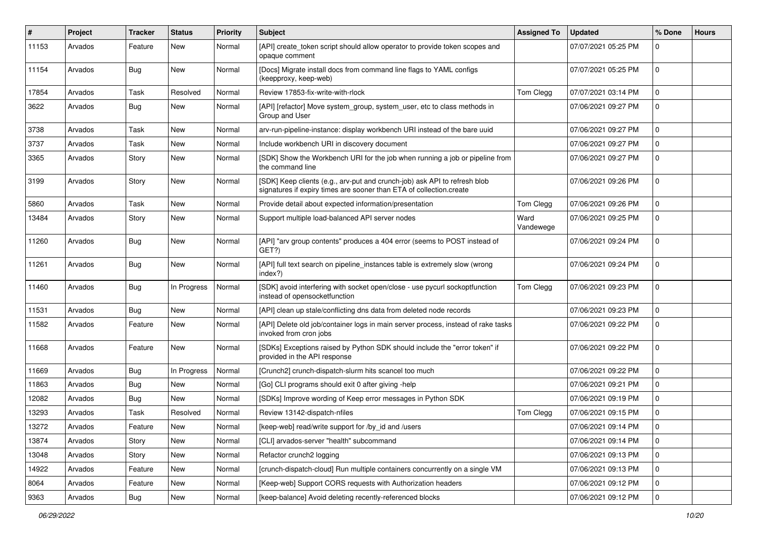| # | Project | Tracker | Status | Priority | Subject | Assigned To | Updated | % Done | Hours |
|---|---|---|---|---|---|---|---|---|---|
| 11153 | Arvados | Feature | New | Normal | [API] create_token script should allow operator to provide token scopes and opaque comment | | 07/07/2021 05:25 PM | 0 | |
| 11154 | Arvados | Bug | New | Normal | [Docs] Migrate install docs from command line flags to YAML configs (keepproxy, keep-web) | | 07/07/2021 05:25 PM | 0 | |
| 17854 | Arvados | Task | Resolved | Normal | Review 17853-fix-write-with-rlock | Tom Clegg | 07/07/2021 03:14 PM | 0 | |
| 3622 | Arvados | Bug | New | Normal | [API] [refactor] Move system_group, system_user, etc to class methods in Group and User | | 07/06/2021 09:27 PM | 0 | |
| 3738 | Arvados | Task | New | Normal | arv-run-pipeline-instance: display workbench URI instead of the bare uuid | | 07/06/2021 09:27 PM | 0 | |
| 3737 | Arvados | Task | New | Normal | Include workbench URI in discovery document | | 07/06/2021 09:27 PM | 0 | |
| 3365 | Arvados | Story | New | Normal | [SDK] Show the Workbench URI for the job when running a job or pipeline from the command line | | 07/06/2021 09:27 PM | 0 | |
| 3199 | Arvados | Story | New | Normal | [SDK] Keep clients (e.g., arv-put and crunch-job) ask API to refresh blob signatures if expiry times are sooner than ETA of collection.create | | 07/06/2021 09:26 PM | 0 | |
| 5860 | Arvados | Task | New | Normal | Provide detail about expected information/presentation | Tom Clegg | 07/06/2021 09:26 PM | 0 | |
| 13484 | Arvados | Story | New | Normal | Support multiple load-balanced API server nodes | Ward Vandewege | 07/06/2021 09:25 PM | 0 | |
| 11260 | Arvados | Bug | New | Normal | [API] "arv group contents" produces a 404 error (seems to POST instead of GET?) | | 07/06/2021 09:24 PM | 0 | |
| 11261 | Arvados | Bug | New | Normal | [API] full text search on pipeline_instances table is extremely slow (wrong index?) | | 07/06/2021 09:24 PM | 0 | |
| 11460 | Arvados | Bug | In Progress | Normal | [SDK] avoid interfering with socket open/close - use pycurl sockoptfunction instead of opensocketfunction | Tom Clegg | 07/06/2021 09:23 PM | 0 | |
| 11531 | Arvados | Bug | New | Normal | [API] clean up stale/conflicting dns data from deleted node records | | 07/06/2021 09:23 PM | 0 | |
| 11582 | Arvados | Feature | New | Normal | [API] Delete old job/container logs in main server process, instead of rake tasks invoked from cron jobs | | 07/06/2021 09:22 PM | 0 | |
| 11668 | Arvados | Feature | New | Normal | [SDKs] Exceptions raised by Python SDK should include the "error token" if provided in the API response | | 07/06/2021 09:22 PM | 0 | |
| 11669 | Arvados | Bug | In Progress | Normal | [Crunch2] crunch-dispatch-slurm hits scancel too much | | 07/06/2021 09:22 PM | 0 | |
| 11863 | Arvados | Bug | New | Normal | [Go] CLI programs should exit 0 after giving -help | | 07/06/2021 09:21 PM | 0 | |
| 12082 | Arvados | Bug | New | Normal | [SDKs] Improve wording of Keep error messages in Python SDK | | 07/06/2021 09:19 PM | 0 | |
| 13293 | Arvados | Task | Resolved | Normal | Review 13142-dispatch-nfiles | Tom Clegg | 07/06/2021 09:15 PM | 0 | |
| 13272 | Arvados | Feature | New | Normal | [keep-web] read/write support for /by_id and /users | | 07/06/2021 09:14 PM | 0 | |
| 13874 | Arvados | Story | New | Normal | [CLI] arvados-server "health" subcommand | | 07/06/2021 09:14 PM | 0 | |
| 13048 | Arvados | Story | New | Normal | Refactor crunch2 logging | | 07/06/2021 09:13 PM | 0 | |
| 14922 | Arvados | Feature | New | Normal | [crunch-dispatch-cloud] Run multiple containers concurrently on a single VM | | 07/06/2021 09:13 PM | 0 | |
| 8064 | Arvados | Feature | New | Normal | [Keep-web] Support CORS requests with Authorization headers | | 07/06/2021 09:12 PM | 0 | |
| 9363 | Arvados | Bug | New | Normal | [keep-balance] Avoid deleting recently-referenced blocks | | 07/06/2021 09:12 PM | 0 | |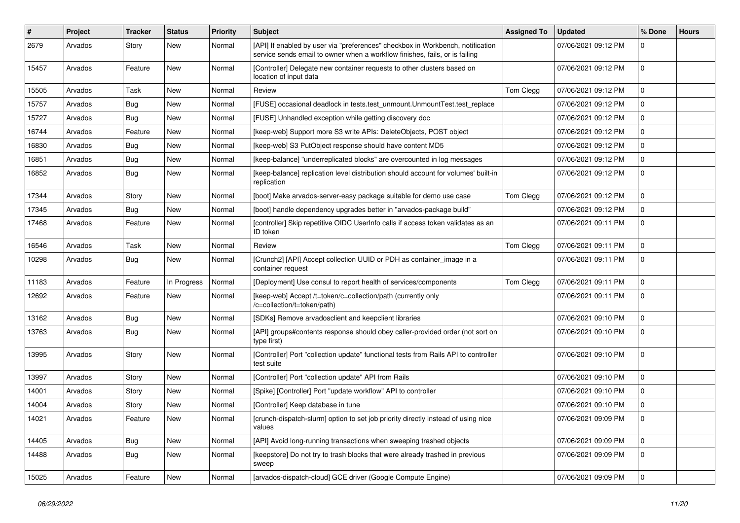| # | Project | Tracker | Status | Priority | Subject | Assigned To | Updated | % Done | Hours |
|---|---|---|---|---|---|---|---|---|---|
| 2679 | Arvados | Story | New | Normal | [API] If enabled by user via "preferences" checkbox in Workbench, notification service sends email to owner when a workflow finishes, fails, or is failing | | 07/06/2021 09:12 PM | 0 | |
| 15457 | Arvados | Feature | New | Normal | [Controller] Delegate new container requests to other clusters based on location of input data | | 07/06/2021 09:12 PM | 0 | |
| 15505 | Arvados | Task | New | Normal | Review | Tom Clegg | 07/06/2021 09:12 PM | 0 | |
| 15757 | Arvados | Bug | New | Normal | [FUSE] occasional deadlock in tests.test_unmount.UnmountTest.test_replace | | 07/06/2021 09:12 PM | 0 | |
| 15727 | Arvados | Bug | New | Normal | [FUSE] Unhandled exception while getting discovery doc | | 07/06/2021 09:12 PM | 0 | |
| 16744 | Arvados | Feature | New | Normal | [keep-web] Support more S3 write APIs: DeleteObjects, POST object | | 07/06/2021 09:12 PM | 0 | |
| 16830 | Arvados | Bug | New | Normal | [keep-web] S3 PutObject response should have content MD5 | | 07/06/2021 09:12 PM | 0 | |
| 16851 | Arvados | Bug | New | Normal | [keep-balance] "underreplicated blocks" are overcounted in log messages | | 07/06/2021 09:12 PM | 0 | |
| 16852 | Arvados | Bug | New | Normal | [keep-balance] replication level distribution should account for volumes' built-in replication | | 07/06/2021 09:12 PM | 0 | |
| 17344 | Arvados | Story | New | Normal | [boot] Make arvados-server-easy package suitable for demo use case | Tom Clegg | 07/06/2021 09:12 PM | 0 | |
| 17345 | Arvados | Bug | New | Normal | [boot] handle dependency upgrades better in "arvados-package build" | | 07/06/2021 09:12 PM | 0 | |
| 17468 | Arvados | Feature | New | Normal | [controller] Skip repetitive OIDC UserInfo calls if access token validates as an ID token | | 07/06/2021 09:11 PM | 0 | |
| 16546 | Arvados | Task | New | Normal | Review | Tom Clegg | 07/06/2021 09:11 PM | 0 | |
| 10298 | Arvados | Bug | New | Normal | [Crunch2] [API] Accept collection UUID or PDH as container_image in a container request | | 07/06/2021 09:11 PM | 0 | |
| 11183 | Arvados | Feature | In Progress | Normal | [Deployment] Use consul to report health of services/components | Tom Clegg | 07/06/2021 09:11 PM | 0 | |
| 12692 | Arvados | Feature | New | Normal | [keep-web] Accept /t=token/c=collection/path (currently only /c=collection/t=token/path) | | 07/06/2021 09:11 PM | 0 | |
| 13162 | Arvados | Bug | New | Normal | [SDKs] Remove arvadosclient and keepclient libraries | | 07/06/2021 09:10 PM | 0 | |
| 13763 | Arvados | Bug | New | Normal | [API] groups#contents response should obey caller-provided order (not sort on type first) | | 07/06/2021 09:10 PM | 0 | |
| 13995 | Arvados | Story | New | Normal | [Controller] Port "collection update" functional tests from Rails API to controller test suite | | 07/06/2021 09:10 PM | 0 | |
| 13997 | Arvados | Story | New | Normal | [Controller] Port "collection update" API from Rails | | 07/06/2021 09:10 PM | 0 | |
| 14001 | Arvados | Story | New | Normal | [Spike] [Controller] Port "update workflow" API to controller | | 07/06/2021 09:10 PM | 0 | |
| 14004 | Arvados | Story | New | Normal | [Controller] Keep database in tune | | 07/06/2021 09:10 PM | 0 | |
| 14021 | Arvados | Feature | New | Normal | [crunch-dispatch-slurm] option to set job priority directly instead of using nice values | | 07/06/2021 09:09 PM | 0 | |
| 14405 | Arvados | Bug | New | Normal | [API] Avoid long-running transactions when sweeping trashed objects | | 07/06/2021 09:09 PM | 0 | |
| 14488 | Arvados | Bug | New | Normal | [keepstore] Do not try to trash blocks that were already trashed in previous sweep | | 07/06/2021 09:09 PM | 0 | |
| 15025 | Arvados | Feature | New | Normal | [arvados-dispatch-cloud] GCE driver (Google Compute Engine) | | 07/06/2021 09:09 PM | 0 | |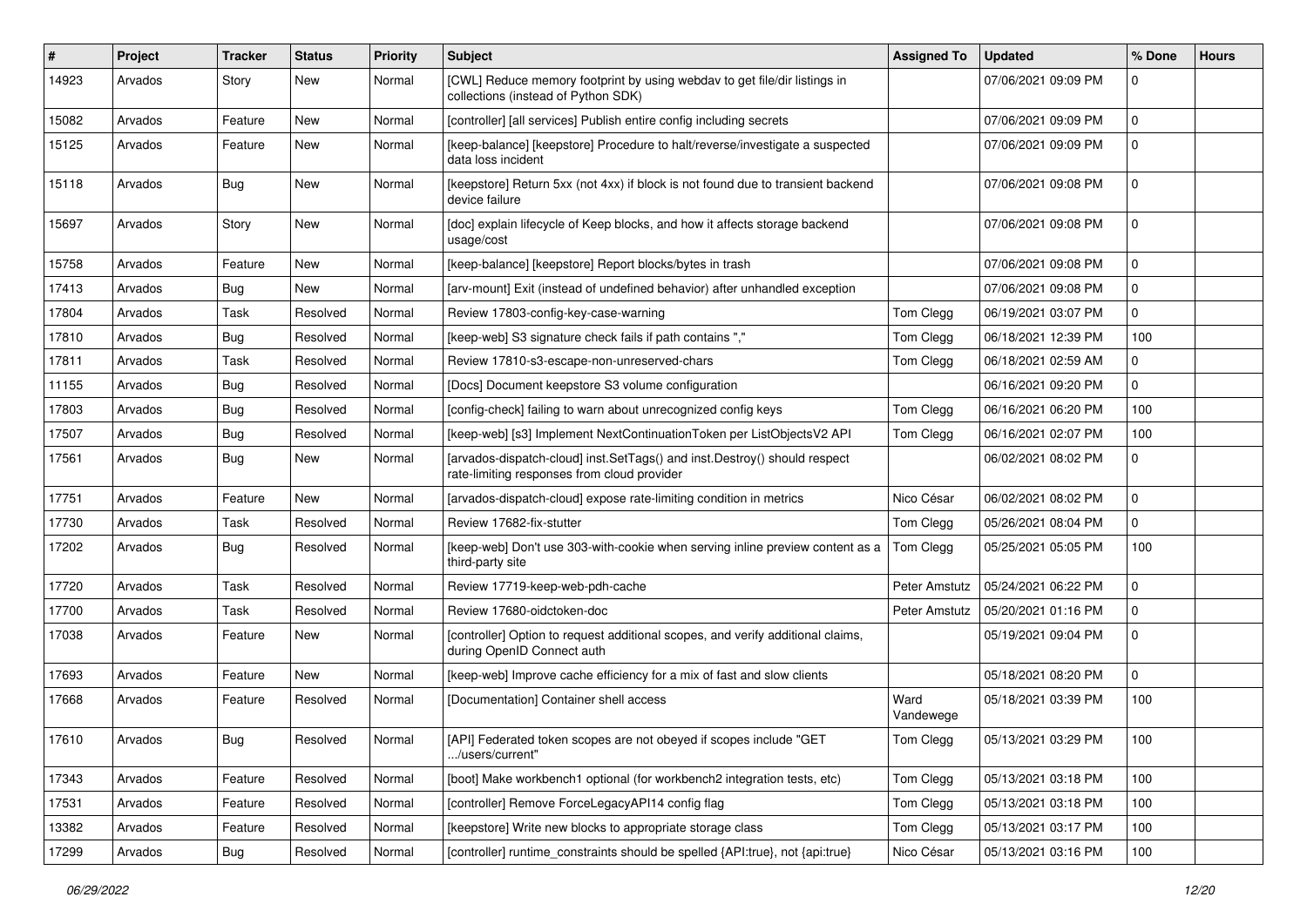| # | Project | Tracker | Status | Priority | Subject | Assigned To | Updated | % Done | Hours |
|---|---|---|---|---|---|---|---|---|---|
| 14923 | Arvados | Story | New | Normal | [CWL] Reduce memory footprint by using webdav to get file/dir listings in collections (instead of Python SDK) | | 07/06/2021 09:09 PM | 0 | |
| 15082 | Arvados | Feature | New | Normal | [controller] [all services] Publish entire config including secrets | | 07/06/2021 09:09 PM | 0 | |
| 15125 | Arvados | Feature | New | Normal | [keep-balance] [keepstore] Procedure to halt/reverse/investigate a suspected data loss incident | | 07/06/2021 09:09 PM | 0 | |
| 15118 | Arvados | Bug | New | Normal | [keepstore] Return 5xx (not 4xx) if block is not found due to transient backend device failure | | 07/06/2021 09:08 PM | 0 | |
| 15697 | Arvados | Story | New | Normal | [doc] explain lifecycle of Keep blocks, and how it affects storage backend usage/cost | | 07/06/2021 09:08 PM | 0 | |
| 15758 | Arvados | Feature | New | Normal | [keep-balance] [keepstore] Report blocks/bytes in trash | | 07/06/2021 09:08 PM | 0 | |
| 17413 | Arvados | Bug | New | Normal | [arv-mount] Exit (instead of undefined behavior) after unhandled exception | | 07/06/2021 09:08 PM | 0 | |
| 17804 | Arvados | Task | Resolved | Normal | Review 17803-config-key-case-warning | Tom Clegg | 06/19/2021 03:07 PM | 0 | |
| 17810 | Arvados | Bug | Resolved | Normal | [keep-web] S3 signature check fails if path contains "," | Tom Clegg | 06/18/2021 12:39 PM | 100 | |
| 17811 | Arvados | Task | Resolved | Normal | Review 17810-s3-escape-non-unreserved-chars | Tom Clegg | 06/18/2021 02:59 AM | 0 | |
| 11155 | Arvados | Bug | Resolved | Normal | [Docs] Document keepstore S3 volume configuration | | 06/16/2021 09:20 PM | 0 | |
| 17803 | Arvados | Bug | Resolved | Normal | [config-check] failing to warn about unrecognized config keys | Tom Clegg | 06/16/2021 06:20 PM | 100 | |
| 17507 | Arvados | Bug | Resolved | Normal | [keep-web] [s3] Implement NextContinuationToken per ListObjectsV2 API | Tom Clegg | 06/16/2021 02:07 PM | 100 | |
| 17561 | Arvados | Bug | New | Normal | [arvados-dispatch-cloud] inst.SetTags() and inst.Destroy() should respect rate-limiting responses from cloud provider | | 06/02/2021 08:02 PM | 0 | |
| 17751 | Arvados | Feature | New | Normal | [arvados-dispatch-cloud] expose rate-limiting condition in metrics | Nico César | 06/02/2021 08:02 PM | 0 | |
| 17730 | Arvados | Task | Resolved | Normal | Review 17682-fix-stutter | Tom Clegg | 05/26/2021 08:04 PM | 0 | |
| 17202 | Arvados | Bug | Resolved | Normal | [keep-web] Don't use 303-with-cookie when serving inline preview content as a third-party site | Tom Clegg | 05/25/2021 05:05 PM | 100 | |
| 17720 | Arvados | Task | Resolved | Normal | Review 17719-keep-web-pdh-cache | Peter Amstutz | 05/24/2021 06:22 PM | 0 | |
| 17700 | Arvados | Task | Resolved | Normal | Review 17680-oidctoken-doc | Peter Amstutz | 05/20/2021 01:16 PM | 0 | |
| 17038 | Arvados | Feature | New | Normal | [controller] Option to request additional scopes, and verify additional claims, during OpenID Connect auth | | 05/19/2021 09:04 PM | 0 | |
| 17693 | Arvados | Feature | New | Normal | [keep-web] Improve cache efficiency for a mix of fast and slow clients | | 05/18/2021 08:20 PM | 0 | |
| 17668 | Arvados | Feature | Resolved | Normal | [Documentation] Container shell access | Ward Vandewege | 05/18/2021 03:39 PM | 100 | |
| 17610 | Arvados | Bug | Resolved | Normal | [API] Federated token scopes are not obeyed if scopes include "GET .../users/current" | Tom Clegg | 05/13/2021 03:29 PM | 100 | |
| 17343 | Arvados | Feature | Resolved | Normal | [boot] Make workbench1 optional (for workbench2 integration tests, etc) | Tom Clegg | 05/13/2021 03:18 PM | 100 | |
| 17531 | Arvados | Feature | Resolved | Normal | [controller] Remove ForceLegacyAPI14 config flag | Tom Clegg | 05/13/2021 03:18 PM | 100 | |
| 13382 | Arvados | Feature | Resolved | Normal | [keepstore] Write new blocks to appropriate storage class | Tom Clegg | 05/13/2021 03:17 PM | 100 | |
| 17299 | Arvados | Bug | Resolved | Normal | [controller] runtime_constraints should be spelled {API:true}, not {api:true} | Nico César | 05/13/2021 03:16 PM | 100 | |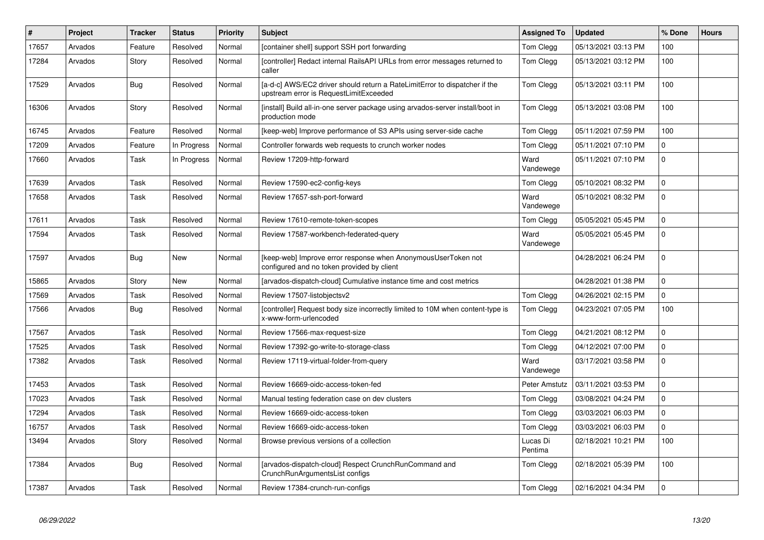| # | Project | Tracker | Status | Priority | Subject | Assigned To | Updated | % Done | Hours |
|---|---|---|---|---|---|---|---|---|---|
| 17657 | Arvados | Feature | Resolved | Normal | [container shell] support SSH port forwarding | Tom Clegg | 05/13/2021 03:13 PM | 100 | |
| 17284 | Arvados | Story | Resolved | Normal | [controller] Redact internal RailsAPI URLs from error messages returned to caller | Tom Clegg | 05/13/2021 03:12 PM | 100 | |
| 17529 | Arvados | Bug | Resolved | Normal | [a-d-c] AWS/EC2 driver should return a RateLimitError to dispatcher if the upstream error is RequestLimitExceeded | Tom Clegg | 05/13/2021 03:11 PM | 100 | |
| 16306 | Arvados | Story | Resolved | Normal | [install] Build all-in-one server package using arvados-server install/boot in production mode | Tom Clegg | 05/13/2021 03:08 PM | 100 | |
| 16745 | Arvados | Feature | Resolved | Normal | [keep-web] Improve performance of S3 APIs using server-side cache | Tom Clegg | 05/11/2021 07:59 PM | 100 | |
| 17209 | Arvados | Feature | In Progress | Normal | Controller forwards web requests to crunch worker nodes | Tom Clegg | 05/11/2021 07:10 PM | 0 | |
| 17660 | Arvados | Task | In Progress | Normal | Review 17209-http-forward | Ward Vandewege | 05/11/2021 07:10 PM | 0 | |
| 17639 | Arvados | Task | Resolved | Normal | Review 17590-ec2-config-keys | Tom Clegg | 05/10/2021 08:32 PM | 0 | |
| 17658 | Arvados | Task | Resolved | Normal | Review 17657-ssh-port-forward | Ward Vandewege | 05/10/2021 08:32 PM | 0 | |
| 17611 | Arvados | Task | Resolved | Normal | Review 17610-remote-token-scopes | Tom Clegg | 05/05/2021 05:45 PM | 0 | |
| 17594 | Arvados | Task | Resolved | Normal | Review 17587-workbench-federated-query | Ward Vandewege | 05/05/2021 05:45 PM | 0 | |
| 17597 | Arvados | Bug | New | Normal | [keep-web] Improve error response when AnonymousUserToken not configured and no token provided by client | | 04/28/2021 06:24 PM | 0 | |
| 15865 | Arvados | Story | New | Normal | [arvados-dispatch-cloud] Cumulative instance time and cost metrics | | 04/28/2021 01:38 PM | 0 | |
| 17569 | Arvados | Task | Resolved | Normal | Review 17507-listobjectsv2 | Tom Clegg | 04/26/2021 02:15 PM | 0 | |
| 17566 | Arvados | Bug | Resolved | Normal | [controller] Request body size incorrectly limited to 10M when content-type is x-www-form-urlencoded | Tom Clegg | 04/23/2021 07:05 PM | 100 | |
| 17567 | Arvados | Task | Resolved | Normal | Review 17566-max-request-size | Tom Clegg | 04/21/2021 08:12 PM | 0 | |
| 17525 | Arvados | Task | Resolved | Normal | Review 17392-go-write-to-storage-class | Tom Clegg | 04/12/2021 07:00 PM | 0 | |
| 17382 | Arvados | Task | Resolved | Normal | Review 17119-virtual-folder-from-query | Ward Vandewege | 03/17/2021 03:58 PM | 0 | |
| 17453 | Arvados | Task | Resolved | Normal | Review 16669-oidc-access-token-fed | Peter Amstutz | 03/11/2021 03:53 PM | 0 | |
| 17023 | Arvados | Task | Resolved | Normal | Manual testing federation case on dev clusters | Tom Clegg | 03/08/2021 04:24 PM | 0 | |
| 17294 | Arvados | Task | Resolved | Normal | Review 16669-oidc-access-token | Tom Clegg | 03/03/2021 06:03 PM | 0 | |
| 16757 | Arvados | Task | Resolved | Normal | Review 16669-oidc-access-token | Tom Clegg | 03/03/2021 06:03 PM | 0 | |
| 13494 | Arvados | Story | Resolved | Normal | Browse previous versions of a collection | Lucas Di Pentima | 02/18/2021 10:21 PM | 100 | |
| 17384 | Arvados | Bug | Resolved | Normal | [arvados-dispatch-cloud] Respect CrunchRunCommand and CrunchRunArgumentsList configs | Tom Clegg | 02/18/2021 05:39 PM | 100 | |
| 17387 | Arvados | Task | Resolved | Normal | Review 17384-crunch-run-configs | Tom Clegg | 02/16/2021 04:34 PM | 0 | |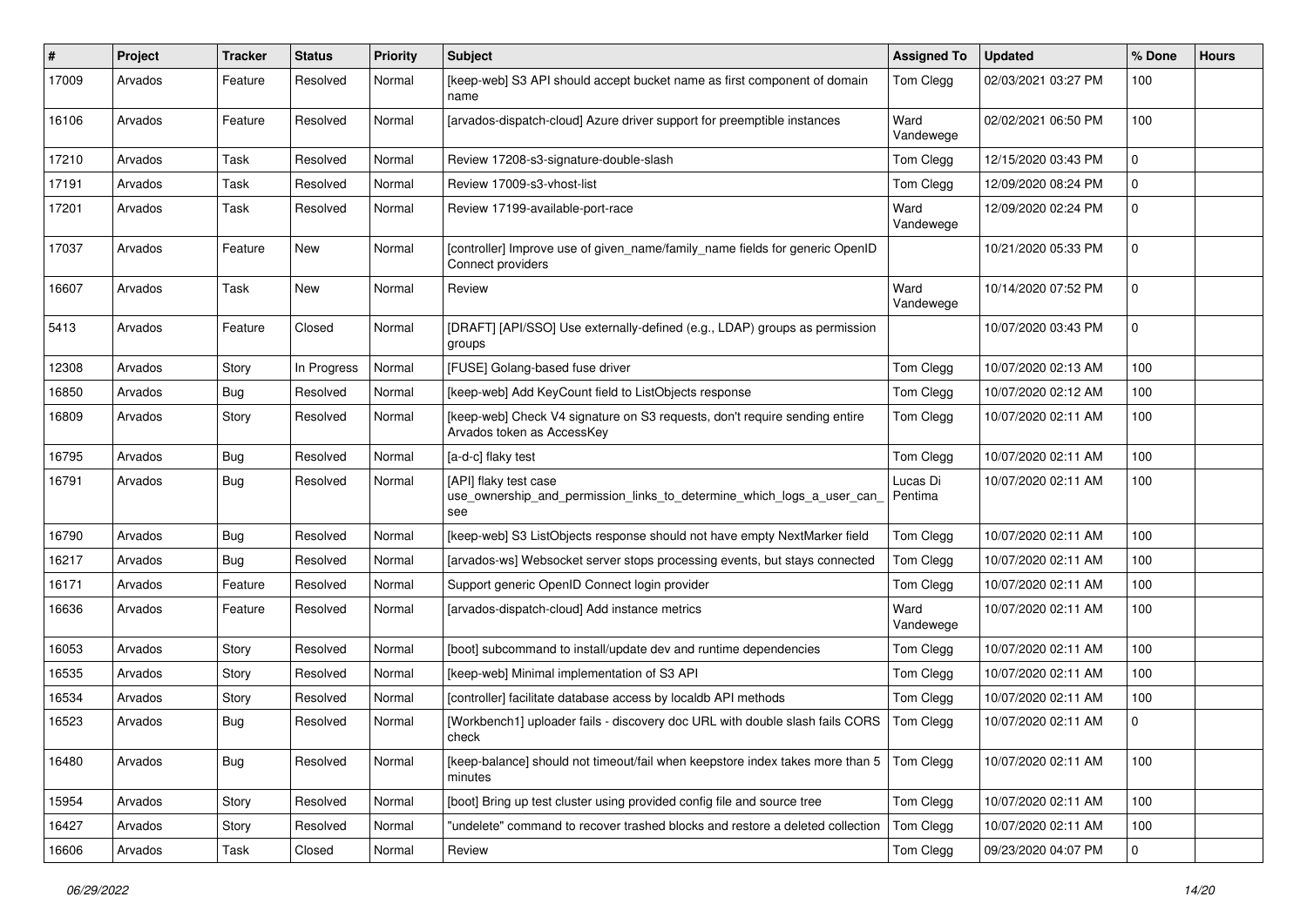| # | Project | Tracker | Status | Priority | Subject | Assigned To | Updated | % Done | Hours |
|---|---|---|---|---|---|---|---|---|---|
| 17009 | Arvados | Feature | Resolved | Normal | [keep-web] S3 API should accept bucket name as first component of domain name | Tom Clegg | 02/03/2021 03:27 PM | 100 | |
| 16106 | Arvados | Feature | Resolved | Normal | [arvados-dispatch-cloud] Azure driver support for preemptible instances | Ward Vandewege | 02/02/2021 06:50 PM | 100 | |
| 17210 | Arvados | Task | Resolved | Normal | Review 17208-s3-signature-double-slash | Tom Clegg | 12/15/2020 03:43 PM | 0 | |
| 17191 | Arvados | Task | Resolved | Normal | Review 17009-s3-vhost-list | Tom Clegg | 12/09/2020 08:24 PM | 0 | |
| 17201 | Arvados | Task | Resolved | Normal | Review 17199-available-port-race | Ward Vandewege | 12/09/2020 02:24 PM | 0 | |
| 17037 | Arvados | Feature | New | Normal | [controller] Improve use of given_name/family_name fields for generic OpenID Connect providers | | 10/21/2020 05:33 PM | 0 | |
| 16607 | Arvados | Task | New | Normal | Review | Ward Vandewege | 10/14/2020 07:52 PM | 0 | |
| 5413 | Arvados | Feature | Closed | Normal | [DRAFT] [API/SSO] Use externally-defined (e.g., LDAP) groups as permission groups | | 10/07/2020 03:43 PM | 0 | |
| 12308 | Arvados | Story | In Progress | Normal | [FUSE] Golang-based fuse driver | Tom Clegg | 10/07/2020 02:13 AM | 100 | |
| 16850 | Arvados | Bug | Resolved | Normal | [keep-web] Add KeyCount field to ListObjects response | Tom Clegg | 10/07/2020 02:12 AM | 100 | |
| 16809 | Arvados | Story | Resolved | Normal | [keep-web] Check V4 signature on S3 requests, don't require sending entire Arvados token as AccessKey | Tom Clegg | 10/07/2020 02:11 AM | 100 | |
| 16795 | Arvados | Bug | Resolved | Normal | [a-d-c] flaky test | Tom Clegg | 10/07/2020 02:11 AM | 100 | |
| 16791 | Arvados | Bug | Resolved | Normal | [API] flaky test case use_ownership_and_permission_links_to_determine_which_logs_a_user_can_see | Lucas Di Pentima | 10/07/2020 02:11 AM | 100 | |
| 16790 | Arvados | Bug | Resolved | Normal | [keep-web] S3 ListObjects response should not have empty NextMarker field | Tom Clegg | 10/07/2020 02:11 AM | 100 | |
| 16217 | Arvados | Bug | Resolved | Normal | [arvados-ws] Websocket server stops processing events, but stays connected | Tom Clegg | 10/07/2020 02:11 AM | 100 | |
| 16171 | Arvados | Feature | Resolved | Normal | Support generic OpenID Connect login provider | Tom Clegg | 10/07/2020 02:11 AM | 100 | |
| 16636 | Arvados | Feature | Resolved | Normal | [arvados-dispatch-cloud] Add instance metrics | Ward Vandewege | 10/07/2020 02:11 AM | 100 | |
| 16053 | Arvados | Story | Resolved | Normal | [boot] subcommand to install/update dev and runtime dependencies | Tom Clegg | 10/07/2020 02:11 AM | 100 | |
| 16535 | Arvados | Story | Resolved | Normal | [keep-web] Minimal implementation of S3 API | Tom Clegg | 10/07/2020 02:11 AM | 100 | |
| 16534 | Arvados | Story | Resolved | Normal | [controller] facilitate database access by localdb API methods | Tom Clegg | 10/07/2020 02:11 AM | 100 | |
| 16523 | Arvados | Bug | Resolved | Normal | [Workbench1] uploader fails - discovery doc URL with double slash fails CORS check | Tom Clegg | 10/07/2020 02:11 AM | 0 | |
| 16480 | Arvados | Bug | Resolved | Normal | [keep-balance] should not timeout/fail when keepstore index takes more than 5 minutes | Tom Clegg | 10/07/2020 02:11 AM | 100 | |
| 15954 | Arvados | Story | Resolved | Normal | [boot] Bring up test cluster using provided config file and source tree | Tom Clegg | 10/07/2020 02:11 AM | 100 | |
| 16427 | Arvados | Story | Resolved | Normal | "undelete" command to recover trashed blocks and restore a deleted collection | Tom Clegg | 10/07/2020 02:11 AM | 100 | |
| 16606 | Arvados | Task | Closed | Normal | Review | Tom Clegg | 09/23/2020 04:07 PM | 0 | |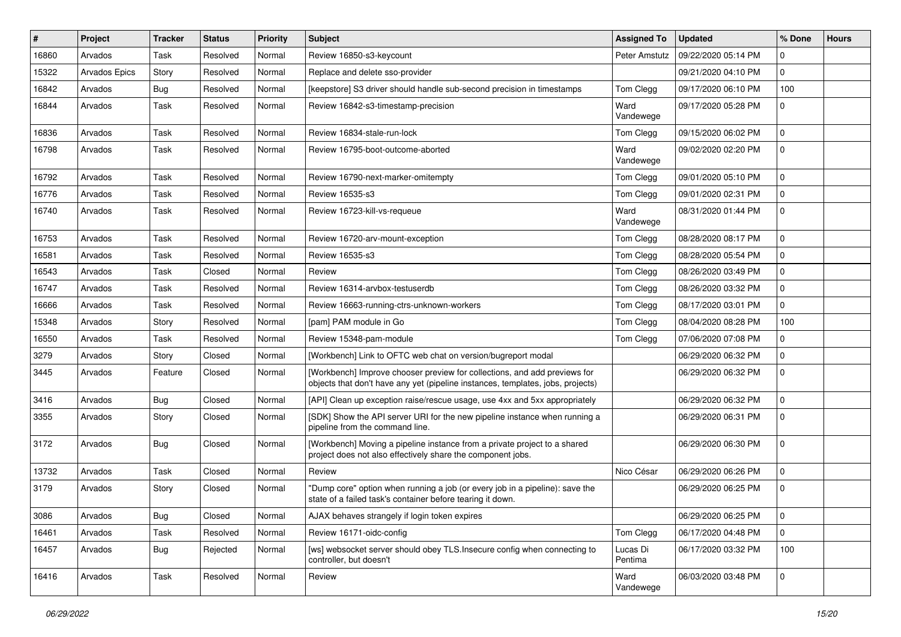| # | Project | Tracker | Status | Priority | Subject | Assigned To | Updated | % Done | Hours |
|---|---|---|---|---|---|---|---|---|---|
| 16860 | Arvados | Task | Resolved | Normal | Review 16850-s3-keycount | Peter Amstutz | 09/22/2020 05:14 PM | 0 | |
| 15322 | Arvados Epics | Story | Resolved | Normal | Replace and delete sso-provider | | 09/21/2020 04:10 PM | 0 | |
| 16842 | Arvados | Bug | Resolved | Normal | [keepstore] S3 driver should handle sub-second precision in timestamps | Tom Clegg | 09/17/2020 06:10 PM | 100 | |
| 16844 | Arvados | Task | Resolved | Normal | Review 16842-s3-timestamp-precision | Ward Vandewege | 09/17/2020 05:28 PM | 0 | |
| 16836 | Arvados | Task | Resolved | Normal | Review 16834-stale-run-lock | Tom Clegg | 09/15/2020 06:02 PM | 0 | |
| 16798 | Arvados | Task | Resolved | Normal | Review 16795-boot-outcome-aborted | Ward Vandewege | 09/02/2020 02:20 PM | 0 | |
| 16792 | Arvados | Task | Resolved | Normal | Review 16790-next-marker-omitempty | Tom Clegg | 09/01/2020 05:10 PM | 0 | |
| 16776 | Arvados | Task | Resolved | Normal | Review 16535-s3 | Tom Clegg | 09/01/2020 02:31 PM | 0 | |
| 16740 | Arvados | Task | Resolved | Normal | Review 16723-kill-vs-requeue | Ward Vandewege | 08/31/2020 01:44 PM | 0 | |
| 16753 | Arvados | Task | Resolved | Normal | Review 16720-arv-mount-exception | Tom Clegg | 08/28/2020 08:17 PM | 0 | |
| 16581 | Arvados | Task | Resolved | Normal | Review 16535-s3 | Tom Clegg | 08/28/2020 05:54 PM | 0 | |
| 16543 | Arvados | Task | Closed | Normal | Review | Tom Clegg | 08/26/2020 03:49 PM | 0 | |
| 16747 | Arvados | Task | Resolved | Normal | Review 16314-arvbox-testuserdb | Tom Clegg | 08/26/2020 03:32 PM | 0 | |
| 16666 | Arvados | Task | Resolved | Normal | Review 16663-running-ctrs-unknown-workers | Tom Clegg | 08/17/2020 03:01 PM | 0 | |
| 15348 | Arvados | Story | Resolved | Normal | [pam] PAM module in Go | Tom Clegg | 08/04/2020 08:28 PM | 100 | |
| 16550 | Arvados | Task | Resolved | Normal | Review 15348-pam-module | Tom Clegg | 07/06/2020 07:08 PM | 0 | |
| 3279 | Arvados | Story | Closed | Normal | [Workbench] Link to OFTC web chat on version/bugreport modal | | 06/29/2020 06:32 PM | 0 | |
| 3445 | Arvados | Feature | Closed | Normal | [Workbench] Improve chooser preview for collections, and add previews for objects that don't have any yet (pipeline instances, templates, jobs, projects) | | 06/29/2020 06:32 PM | 0 | |
| 3416 | Arvados | Bug | Closed | Normal | [API] Clean up exception raise/rescue usage, use 4xx and 5xx appropriately | | 06/29/2020 06:32 PM | 0 | |
| 3355 | Arvados | Story | Closed | Normal | [SDK] Show the API server URI for the new pipeline instance when running a pipeline from the command line. | | 06/29/2020 06:31 PM | 0 | |
| 3172 | Arvados | Bug | Closed | Normal | [Workbench] Moving a pipeline instance from a private project to a shared project does not also effectively share the component jobs. | | 06/29/2020 06:30 PM | 0 | |
| 13732 | Arvados | Task | Closed | Normal | Review | Nico César | 06/29/2020 06:26 PM | 0 | |
| 3179 | Arvados | Story | Closed | Normal | "Dump core" option when running a job (or every job in a pipeline): save the state of a failed task's container before tearing it down. | | 06/29/2020 06:25 PM | 0 | |
| 3086 | Arvados | Bug | Closed | Normal | AJAX behaves strangely if login token expires | | 06/29/2020 06:25 PM | 0 | |
| 16461 | Arvados | Task | Resolved | Normal | Review 16171-oidc-config | Tom Clegg | 06/17/2020 04:48 PM | 0 | |
| 16457 | Arvados | Bug | Rejected | Normal | [ws] websocket server should obey TLS.Insecure config when connecting to controller, but doesn't | Lucas Di Pentima | 06/17/2020 03:32 PM | 100 | |
| 16416 | Arvados | Task | Resolved | Normal | Review | Ward Vandewege | 06/03/2020 03:48 PM | 0 | |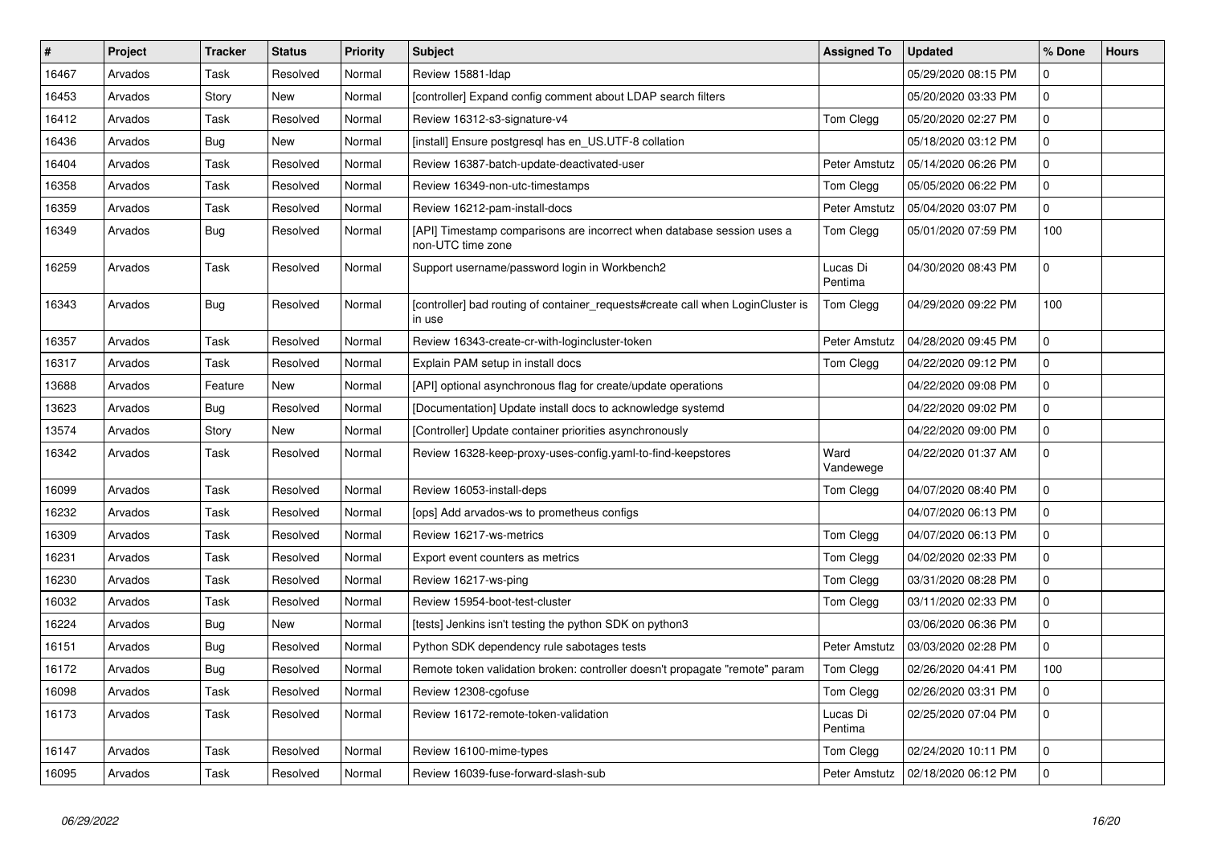| # | Project | Tracker | Status | Priority | Subject | Assigned To | Updated | % Done | Hours |
|---|---|---|---|---|---|---|---|---|---|
| 16467 | Arvados | Task | Resolved | Normal | Review 15881-ldap | | 05/29/2020 08:15 PM | 0 | |
| 16453 | Arvados | Story | New | Normal | [controller] Expand config comment about LDAP search filters | | 05/20/2020 03:33 PM | 0 | |
| 16412 | Arvados | Task | Resolved | Normal | Review 16312-s3-signature-v4 | Tom Clegg | 05/20/2020 02:27 PM | 0 | |
| 16436 | Arvados | Bug | New | Normal | [install] Ensure postgresql has en_US.UTF-8 collation | | 05/18/2020 03:12 PM | 0 | |
| 16404 | Arvados | Task | Resolved | Normal | Review 16387-batch-update-deactivated-user | Peter Amstutz | 05/14/2020 06:26 PM | 0 | |
| 16358 | Arvados | Task | Resolved | Normal | Review 16349-non-utc-timestamps | Tom Clegg | 05/05/2020 06:22 PM | 0 | |
| 16359 | Arvados | Task | Resolved | Normal | Review 16212-pam-install-docs | Peter Amstutz | 05/04/2020 03:07 PM | 0 | |
| 16349 | Arvados | Bug | Resolved | Normal | [API] Timestamp comparisons are incorrect when database session uses a non-UTC time zone | Tom Clegg | 05/01/2020 07:59 PM | 100 | |
| 16259 | Arvados | Task | Resolved | Normal | Support username/password login in Workbench2 | Lucas Di Pentima | 04/30/2020 08:43 PM | 0 | |
| 16343 | Arvados | Bug | Resolved | Normal | [controller] bad routing of container_requests#create call when LoginCluster is in use | Tom Clegg | 04/29/2020 09:22 PM | 100 | |
| 16357 | Arvados | Task | Resolved | Normal | Review 16343-create-cr-with-logincluster-token | Peter Amstutz | 04/28/2020 09:45 PM | 0 | |
| 16317 | Arvados | Task | Resolved | Normal | Explain PAM setup in install docs | Tom Clegg | 04/22/2020 09:12 PM | 0 | |
| 13688 | Arvados | Feature | New | Normal | [API] optional asynchronous flag for create/update operations | | 04/22/2020 09:08 PM | 0 | |
| 13623 | Arvados | Bug | Resolved | Normal | [Documentation] Update install docs to acknowledge systemd | | 04/22/2020 09:02 PM | 0 | |
| 13574 | Arvados | Story | New | Normal | [Controller] Update container priorities asynchronously | | 04/22/2020 09:00 PM | 0 | |
| 16342 | Arvados | Task | Resolved | Normal | Review 16328-keep-proxy-uses-config.yaml-to-find-keepstores | Ward Vandewege | 04/22/2020 01:37 AM | 0 | |
| 16099 | Arvados | Task | Resolved | Normal | Review 16053-install-deps | Tom Clegg | 04/07/2020 08:40 PM | 0 | |
| 16232 | Arvados | Task | Resolved | Normal | [ops] Add arvados-ws to prometheus configs | | 04/07/2020 06:13 PM | 0 | |
| 16309 | Arvados | Task | Resolved | Normal | Review 16217-ws-metrics | Tom Clegg | 04/07/2020 06:13 PM | 0 | |
| 16231 | Arvados | Task | Resolved | Normal | Export event counters as metrics | Tom Clegg | 04/02/2020 02:33 PM | 0 | |
| 16230 | Arvados | Task | Resolved | Normal | Review 16217-ws-ping | Tom Clegg | 03/31/2020 08:28 PM | 0 | |
| 16032 | Arvados | Task | Resolved | Normal | Review 15954-boot-test-cluster | Tom Clegg | 03/11/2020 02:33 PM | 0 | |
| 16224 | Arvados | Bug | New | Normal | [tests] Jenkins isn't testing the python SDK on python3 | | 03/06/2020 06:36 PM | 0 | |
| 16151 | Arvados | Bug | Resolved | Normal | Python SDK dependency rule sabotages tests | Peter Amstutz | 03/03/2020 02:28 PM | 0 | |
| 16172 | Arvados | Bug | Resolved | Normal | Remote token validation broken: controller doesn't propagate "remote" param | Tom Clegg | 02/26/2020 04:41 PM | 100 | |
| 16098 | Arvados | Task | Resolved | Normal | Review 12308-cgofuse | Tom Clegg | 02/26/2020 03:31 PM | 0 | |
| 16173 | Arvados | Task | Resolved | Normal | Review 16172-remote-token-validation | Lucas Di Pentima | 02/25/2020 07:04 PM | 0 | |
| 16147 | Arvados | Task | Resolved | Normal | Review 16100-mime-types | Tom Clegg | 02/24/2020 10:11 PM | 0 | |
| 16095 | Arvados | Task | Resolved | Normal | Review 16039-fuse-forward-slash-sub | Peter Amstutz | 02/18/2020 06:12 PM | 0 | |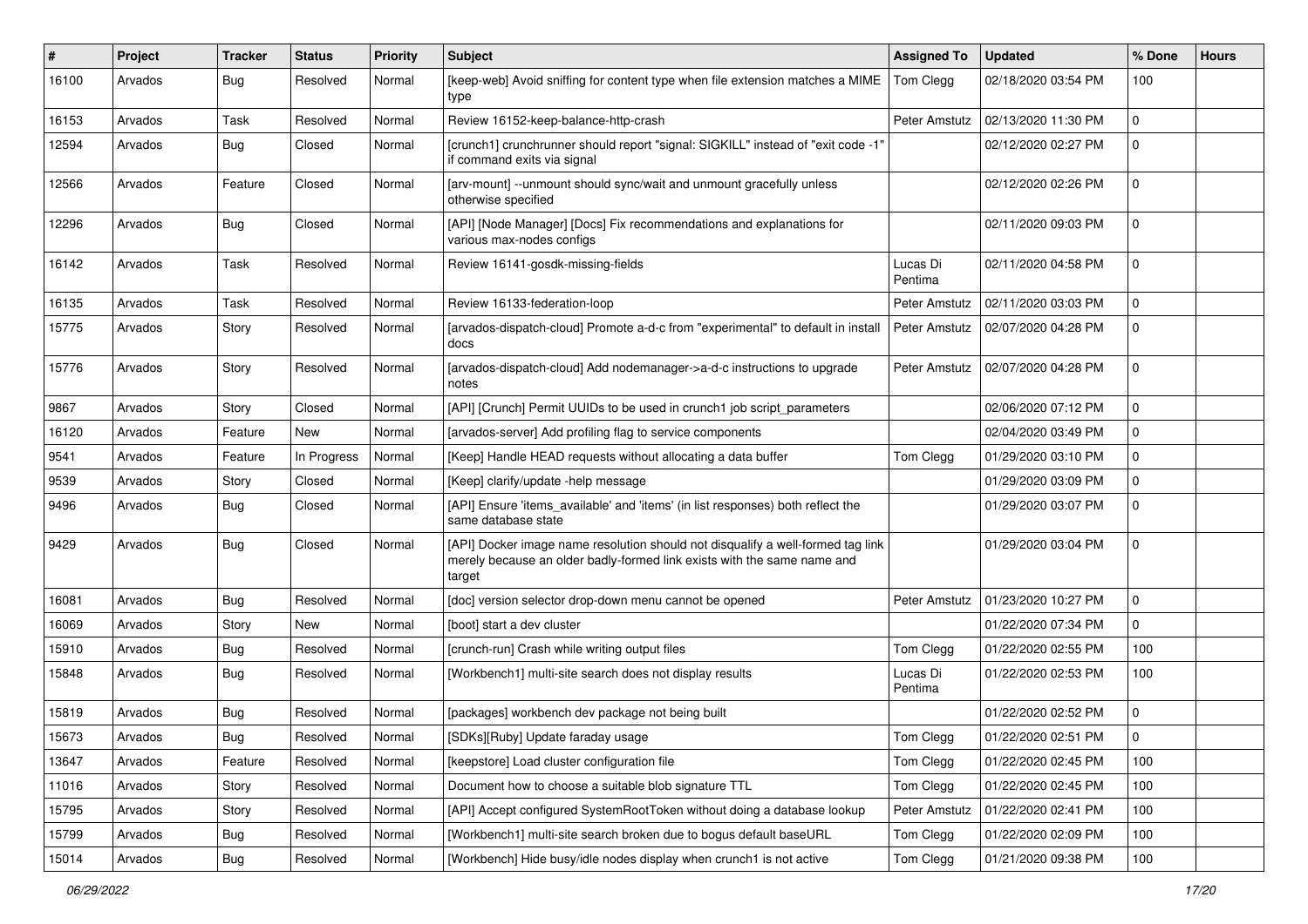| # | Project | Tracker | Status | Priority | Subject | Assigned To | Updated | % Done | Hours |
|---|---|---|---|---|---|---|---|---|---|
| 16100 | Arvados | Bug | Resolved | Normal | [keep-web] Avoid sniffing for content type when file extension matches a MIME type | Tom Clegg | 02/18/2020 03:54 PM | 100 | |
| 16153 | Arvados | Task | Resolved | Normal | Review 16152-keep-balance-http-crash | Peter Amstutz | 02/13/2020 11:30 PM | 0 | |
| 12594 | Arvados | Bug | Closed | Normal | [crunch1] crunchrunner should report "signal: SIGKILL" instead of "exit code -1" if command exits via signal | | 02/12/2020 02:27 PM | 0 | |
| 12566 | Arvados | Feature | Closed | Normal | [arv-mount] --unmount should sync/wait and unmount gracefully unless otherwise specified | | 02/12/2020 02:26 PM | 0 | |
| 12296 | Arvados | Bug | Closed | Normal | [API] [Node Manager] [Docs] Fix recommendations and explanations for various max-nodes configs | | 02/11/2020 09:03 PM | 0 | |
| 16142 | Arvados | Task | Resolved | Normal | Review 16141-gosdk-missing-fields | Lucas Di Pentima | 02/11/2020 04:58 PM | 0 | |
| 16135 | Arvados | Task | Resolved | Normal | Review 16133-federation-loop | Peter Amstutz | 02/11/2020 03:03 PM | 0 | |
| 15775 | Arvados | Story | Resolved | Normal | [arvados-dispatch-cloud] Promote a-d-c from "experimental" to default in install docs | Peter Amstutz | 02/07/2020 04:28 PM | 0 | |
| 15776 | Arvados | Story | Resolved | Normal | [arvados-dispatch-cloud] Add nodemanager->a-d-c instructions to upgrade notes | Peter Amstutz | 02/07/2020 04:28 PM | 0 | |
| 9867 | Arvados | Story | Closed | Normal | [API] [Crunch] Permit UUIDs to be used in crunch1 job script_parameters | | 02/06/2020 07:12 PM | 0 | |
| 16120 | Arvados | Feature | New | Normal | [arvados-server] Add profiling flag to service components | | 02/04/2020 03:49 PM | 0 | |
| 9541 | Arvados | Feature | In Progress | Normal | [Keep] Handle HEAD requests without allocating a data buffer | Tom Clegg | 01/29/2020 03:10 PM | 0 | |
| 9539 | Arvados | Story | Closed | Normal | [Keep] clarify/update -help message | | 01/29/2020 03:09 PM | 0 | |
| 9496 | Arvados | Bug | Closed | Normal | [API] Ensure 'items_available' and 'items' (in list responses) both reflect the same database state | | 01/29/2020 03:07 PM | 0 | |
| 9429 | Arvados | Bug | Closed | Normal | [API] Docker image name resolution should not disqualify a well-formed tag link merely because an older badly-formed link exists with the same name and target | | 01/29/2020 03:04 PM | 0 | |
| 16081 | Arvados | Bug | Resolved | Normal | [doc] version selector drop-down menu cannot be opened | Peter Amstutz | 01/23/2020 10:27 PM | 0 | |
| 16069 | Arvados | Story | New | Normal | [boot] start a dev cluster | | 01/22/2020 07:34 PM | 0 | |
| 15910 | Arvados | Bug | Resolved | Normal | [crunch-run] Crash while writing output files | Tom Clegg | 01/22/2020 02:55 PM | 100 | |
| 15848 | Arvados | Bug | Resolved | Normal | [Workbench1] multi-site search does not display results | Lucas Di Pentima | 01/22/2020 02:53 PM | 100 | |
| 15819 | Arvados | Bug | Resolved | Normal | [packages] workbench dev package not being built | | 01/22/2020 02:52 PM | 0 | |
| 15673 | Arvados | Bug | Resolved | Normal | [SDKs][Ruby] Update faraday usage | Tom Clegg | 01/22/2020 02:51 PM | 0 | |
| 13647 | Arvados | Feature | Resolved | Normal | [keepstore] Load cluster configuration file | Tom Clegg | 01/22/2020 02:45 PM | 100 | |
| 11016 | Arvados | Story | Resolved | Normal | Document how to choose a suitable blob signature TTL | Tom Clegg | 01/22/2020 02:45 PM | 100 | |
| 15795 | Arvados | Story | Resolved | Normal | [API] Accept configured SystemRootToken without doing a database lookup | Peter Amstutz | 01/22/2020 02:41 PM | 100 | |
| 15799 | Arvados | Bug | Resolved | Normal | [Workbench1] multi-site search broken due to bogus default baseURL | Tom Clegg | 01/22/2020 02:09 PM | 100 | |
| 15014 | Arvados | Bug | Resolved | Normal | [Workbench] Hide busy/idle nodes display when crunch1 is not active | Tom Clegg | 01/21/2020 09:38 PM | 100 | |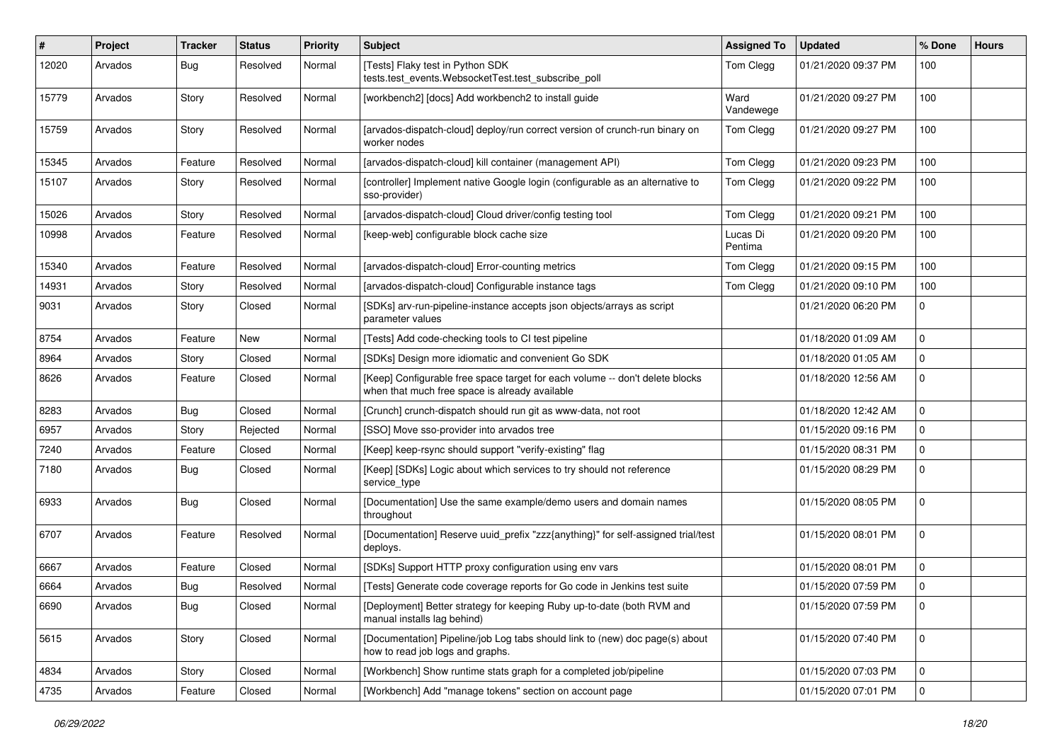| # | Project | Tracker | Status | Priority | Subject | Assigned To | Updated | % Done | Hours |
|---|---|---|---|---|---|---|---|---|---|
| 12020 | Arvados | Bug | Resolved | Normal | [Tests] Flaky test in Python SDK tests.test_events.WebsocketTest.test_subscribe_poll | Tom Clegg | 01/21/2020 09:37 PM | 100 | |
| 15779 | Arvados | Story | Resolved | Normal | [workbench2] [docs] Add workbench2 to install guide | Ward Vandewege | 01/21/2020 09:27 PM | 100 | |
| 15759 | Arvados | Story | Resolved | Normal | [arvados-dispatch-cloud] deploy/run correct version of crunch-run binary on worker nodes | Tom Clegg | 01/21/2020 09:27 PM | 100 | |
| 15345 | Arvados | Feature | Resolved | Normal | [arvados-dispatch-cloud] kill container (management API) | Tom Clegg | 01/21/2020 09:23 PM | 100 | |
| 15107 | Arvados | Story | Resolved | Normal | [controller] Implement native Google login (configurable as an alternative to sso-provider) | Tom Clegg | 01/21/2020 09:22 PM | 100 | |
| 15026 | Arvados | Story | Resolved | Normal | [arvados-dispatch-cloud] Cloud driver/config testing tool | Tom Clegg | 01/21/2020 09:21 PM | 100 | |
| 10998 | Arvados | Feature | Resolved | Normal | [keep-web] configurable block cache size | Lucas Di Pentima | 01/21/2020 09:20 PM | 100 | |
| 15340 | Arvados | Feature | Resolved | Normal | [arvados-dispatch-cloud] Error-counting metrics | Tom Clegg | 01/21/2020 09:15 PM | 100 | |
| 14931 | Arvados | Story | Resolved | Normal | [arvados-dispatch-cloud] Configurable instance tags | Tom Clegg | 01/21/2020 09:10 PM | 100 | |
| 9031 | Arvados | Story | Closed | Normal | [SDKs] arv-run-pipeline-instance accepts json objects/arrays as script parameter values | | 01/21/2020 06:20 PM | 0 | |
| 8754 | Arvados | Feature | New | Normal | [Tests] Add code-checking tools to CI test pipeline | | 01/18/2020 01:09 AM | 0 | |
| 8964 | Arvados | Story | Closed | Normal | [SDKs] Design more idiomatic and convenient Go SDK | | 01/18/2020 01:05 AM | 0 | |
| 8626 | Arvados | Feature | Closed | Normal | [Keep] Configurable free space target for each volume -- don't delete blocks when that much free space is already available | | 01/18/2020 12:56 AM | 0 | |
| 8283 | Arvados | Bug | Closed | Normal | [Crunch] crunch-dispatch should run git as www-data, not root | | 01/18/2020 12:42 AM | 0 | |
| 6957 | Arvados | Story | Rejected | Normal | [SSO] Move sso-provider into arvados tree | | 01/15/2020 09:16 PM | 0 | |
| 7240 | Arvados | Feature | Closed | Normal | [Keep] keep-rsync should support "verify-existing" flag | | 01/15/2020 08:31 PM | 0 | |
| 7180 | Arvados | Bug | Closed | Normal | [Keep] [SDKs] Logic about which services to try should not reference service_type | | 01/15/2020 08:29 PM | 0 | |
| 6933 | Arvados | Bug | Closed | Normal | [Documentation] Use the same example/demo users and domain names throughout | | 01/15/2020 08:05 PM | 0 | |
| 6707 | Arvados | Feature | Resolved | Normal | [Documentation] Reserve uuid_prefix "zzz{anything}" for self-assigned trial/test deploys. | | 01/15/2020 08:01 PM | 0 | |
| 6667 | Arvados | Feature | Closed | Normal | [SDKs] Support HTTP proxy configuration using env vars | | 01/15/2020 08:01 PM | 0 | |
| 6664 | Arvados | Bug | Resolved | Normal | [Tests] Generate code coverage reports for Go code in Jenkins test suite | | 01/15/2020 07:59 PM | 0 | |
| 6690 | Arvados | Bug | Closed | Normal | [Deployment] Better strategy for keeping Ruby up-to-date (both RVM and manual installs lag behind) | | 01/15/2020 07:59 PM | 0 | |
| 5615 | Arvados | Story | Closed | Normal | [Documentation] Pipeline/job Log tabs should link to (new) doc page(s) about how to read job logs and graphs. | | 01/15/2020 07:40 PM | 0 | |
| 4834 | Arvados | Story | Closed | Normal | [Workbench] Show runtime stats graph for a completed job/pipeline | | 01/15/2020 07:03 PM | 0 | |
| 4735 | Arvados | Feature | Closed | Normal | [Workbench] Add "manage tokens" section on account page | | 01/15/2020 07:01 PM | 0 | |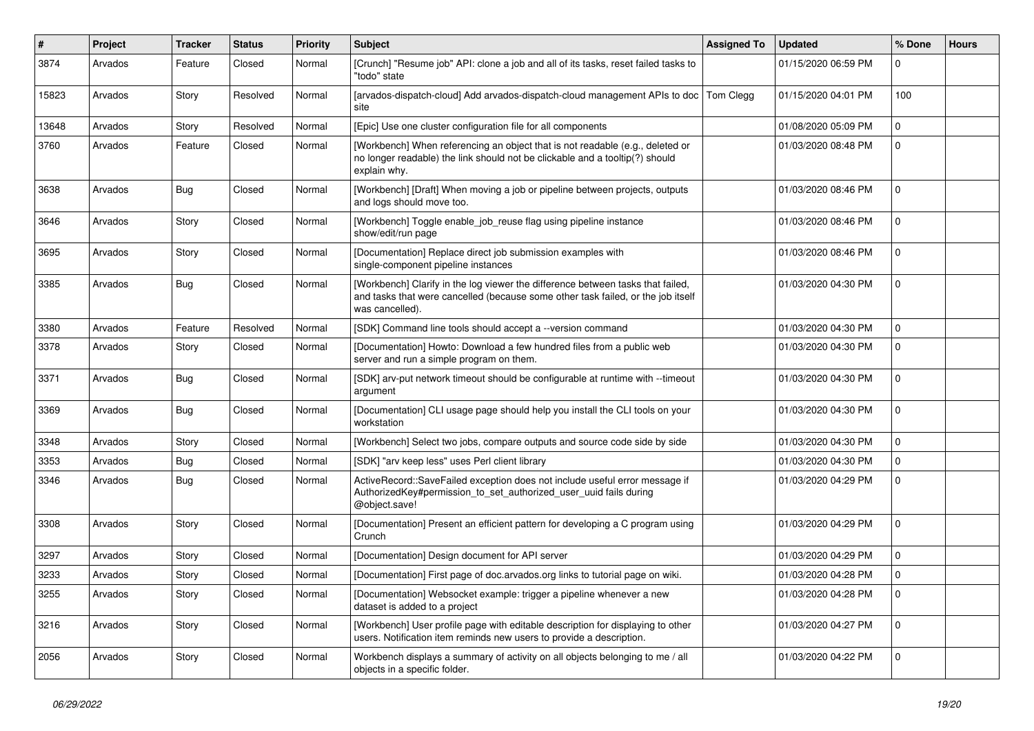| # | Project | Tracker | Status | Priority | Subject | Assigned To | Updated | % Done | Hours |
|---|---|---|---|---|---|---|---|---|---|
| 3874 | Arvados | Feature | Closed | Normal | [Crunch] "Resume job" API: clone a job and all of its tasks, reset failed tasks to "todo" state | | 01/15/2020 06:59 PM | 0 | |
| 15823 | Arvados | Story | Resolved | Normal | [arvados-dispatch-cloud] Add arvados-dispatch-cloud management APIs to doc site | Tom Clegg | 01/15/2020 04:01 PM | 100 | |
| 13648 | Arvados | Story | Resolved | Normal | [Epic] Use one cluster configuration file for all components | | 01/08/2020 05:09 PM | 0 | |
| 3760 | Arvados | Feature | Closed | Normal | [Workbench] When referencing an object that is not readable (e.g., deleted or no longer readable) the link should not be clickable and a tooltip(?) should explain why. | | 01/03/2020 08:48 PM | 0 | |
| 3638 | Arvados | Bug | Closed | Normal | [Workbench] [Draft] When moving a job or pipeline between projects, outputs and logs should move too. | | 01/03/2020 08:46 PM | 0 | |
| 3646 | Arvados | Story | Closed | Normal | [Workbench] Toggle enable_job_reuse flag using pipeline instance show/edit/run page | | 01/03/2020 08:46 PM | 0 | |
| 3695 | Arvados | Story | Closed | Normal | [Documentation] Replace direct job submission examples with single-component pipeline instances | | 01/03/2020 08:46 PM | 0 | |
| 3385 | Arvados | Bug | Closed | Normal | [Workbench] Clarify in the log viewer the difference between tasks that failed, and tasks that were cancelled (because some other task failed, or the job itself was cancelled). | | 01/03/2020 04:30 PM | 0 | |
| 3380 | Arvados | Feature | Resolved | Normal | [SDK] Command line tools should accept a --version command | | 01/03/2020 04:30 PM | 0 | |
| 3378 | Arvados | Story | Closed | Normal | [Documentation] Howto: Download a few hundred files from a public web server and run a simple program on them. | | 01/03/2020 04:30 PM | 0 | |
| 3371 | Arvados | Bug | Closed | Normal | [SDK] arv-put network timeout should be configurable at runtime with --timeout argument | | 01/03/2020 04:30 PM | 0 | |
| 3369 | Arvados | Bug | Closed | Normal | [Documentation] CLI usage page should help you install the CLI tools on your workstation | | 01/03/2020 04:30 PM | 0 | |
| 3348 | Arvados | Story | Closed | Normal | [Workbench] Select two jobs, compare outputs and source code side by side | | 01/03/2020 04:30 PM | 0 | |
| 3353 | Arvados | Bug | Closed | Normal | [SDK] "arv keep less" uses Perl client library | | 01/03/2020 04:30 PM | 0 | |
| 3346 | Arvados | Bug | Closed | Normal | ActiveRecord::SaveFailed exception does not include useful error message if AuthorizedKey#permission_to_set_authorized_user_uuid fails during @object.save! | | 01/03/2020 04:29 PM | 0 | |
| 3308 | Arvados | Story | Closed | Normal | [Documentation] Present an efficient pattern for developing a C program using Crunch | | 01/03/2020 04:29 PM | 0 | |
| 3297 | Arvados | Story | Closed | Normal | [Documentation] Design document for API server | | 01/03/2020 04:29 PM | 0 | |
| 3233 | Arvados | Story | Closed | Normal | [Documentation] First page of doc.arvados.org links to tutorial page on wiki. | | 01/03/2020 04:28 PM | 0 | |
| 3255 | Arvados | Story | Closed | Normal | [Documentation] Websocket example: trigger a pipeline whenever a new dataset is added to a project | | 01/03/2020 04:28 PM | 0 | |
| 3216 | Arvados | Story | Closed | Normal | [Workbench] User profile page with editable description for displaying to other users. Notification item reminds new users to provide a description. | | 01/03/2020 04:27 PM | 0 | |
| 2056 | Arvados | Story | Closed | Normal | Workbench displays a summary of activity on all objects belonging to me / all objects in a specific folder. | | 01/03/2020 04:22 PM | 0 | |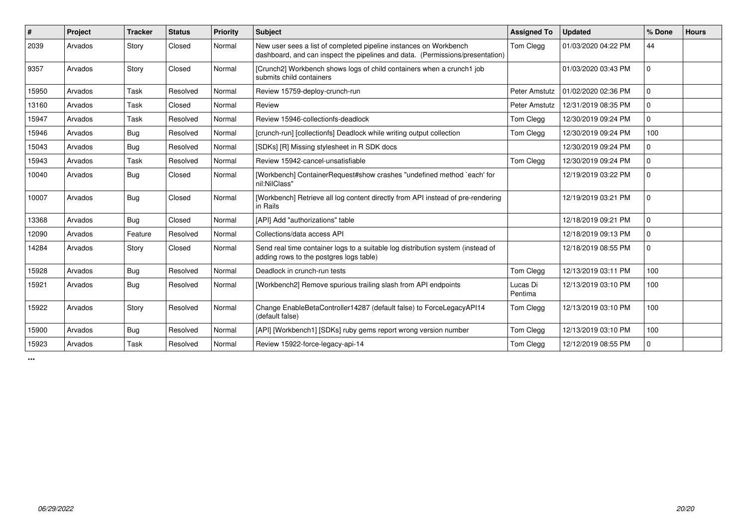| # | Project | Tracker | Status | Priority | Subject | Assigned To | Updated | % Done | Hours |
|---|---|---|---|---|---|---|---|---|---|
| 2039 | Arvados | Story | Closed | Normal | New user sees a list of completed pipeline instances on Workbench dashboard, and can inspect the pipelines and data. (Permissions/presentation) | Tom Clegg | 01/03/2020 04:22 PM | 44 | |
| 9357 | Arvados | Story | Closed | Normal | [Crunch2] Workbench shows logs of child containers when a crunch1 job submits child containers | | 01/03/2020 03:43 PM | 0 | |
| 15950 | Arvados | Task | Resolved | Normal | Review 15759-deploy-crunch-run | Peter Amstutz | 01/02/2020 02:36 PM | 0 | |
| 13160 | Arvados | Task | Closed | Normal | Review | Peter Amstutz | 12/31/2019 08:35 PM | 0 | |
| 15947 | Arvados | Task | Resolved | Normal | Review 15946-collectionfs-deadlock | Tom Clegg | 12/30/2019 09:24 PM | 0 | |
| 15946 | Arvados | Bug | Resolved | Normal | [crunch-run] [collectionfs] Deadlock while writing output collection | Tom Clegg | 12/30/2019 09:24 PM | 100 | |
| 15043 | Arvados | Bug | Resolved | Normal | [SDKs] [R] Missing stylesheet in R SDK docs | | 12/30/2019 09:24 PM | 0 | |
| 15943 | Arvados | Task | Resolved | Normal | Review 15942-cancel-unsatisfiable | Tom Clegg | 12/30/2019 09:24 PM | 0 | |
| 10040 | Arvados | Bug | Closed | Normal | [Workbench] ContainerRequest#show crashes "undefined method `each' for nil:NilClass" | | 12/19/2019 03:22 PM | 0 | |
| 10007 | Arvados | Bug | Closed | Normal | [Workbench] Retrieve all log content directly from API instead of pre-rendering in Rails | | 12/19/2019 03:21 PM | 0 | |
| 13368 | Arvados | Bug | Closed | Normal | [API] Add "authorizations" table | | 12/18/2019 09:21 PM | 0 | |
| 12090 | Arvados | Feature | Resolved | Normal | Collections/data access API | | 12/18/2019 09:13 PM | 0 | |
| 14284 | Arvados | Story | Closed | Normal | Send real time container logs to a suitable log distribution system (instead of adding rows to the postgres logs table) | | 12/18/2019 08:55 PM | 0 | |
| 15928 | Arvados | Bug | Resolved | Normal | Deadlock in crunch-run tests | Tom Clegg | 12/13/2019 03:11 PM | 100 | |
| 15921 | Arvados | Bug | Resolved | Normal | [Workbench2] Remove spurious trailing slash from API endpoints | Lucas Di Pentima | 12/13/2019 03:10 PM | 100 | |
| 15922 | Arvados | Story | Resolved | Normal | Change EnableBetaController14287 (default false) to ForceLegacyAPI14 (default false) | Tom Clegg | 12/13/2019 03:10 PM | 100 | |
| 15900 | Arvados | Bug | Resolved | Normal | [API] [Workbench1] [SDKs] ruby gems report wrong version number | Tom Clegg | 12/13/2019 03:10 PM | 100 | |
| 15923 | Arvados | Task | Resolved | Normal | Review 15922-force-legacy-api-14 | Tom Clegg | 12/12/2019 08:55 PM | 0 | |

...